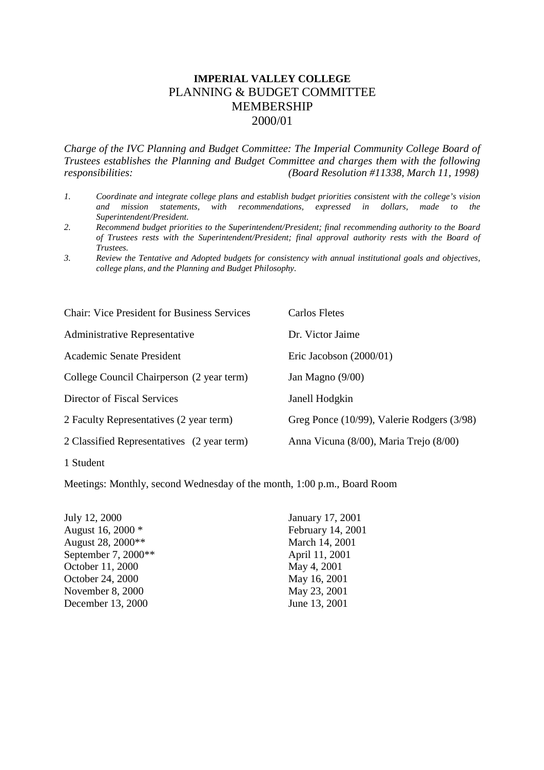# IMPERIAL VALLEY COLLEGE
## PLANNING & BUDGET COMMITTEE
## MEMBERSHIP
## 2000/01

*Charge of the IVC Planning and Budget Committee: The Imperial Community College Board of Trustees establishes the Planning and Budget Committee and charges them with the following responsibilities: (Board Resolution #11338, March 11, 1998)*

1. *Coordinate and integrate college plans and establish budget priorities consistent with the college's vision and mission statements, with recommendations, expressed in dollars, made to the Superintendent/President.*
2. *Recommend budget priorities to the Superintendent/President; final recommending authority to the Board of Trustees rests with the Superintendent/President; final approval authority rests with the Board of Trustees.*
3. *Review the Tentative and Adopted budgets for consistency with annual institutional goals and objectives, college plans, and the Planning and Budget Philosophy.*

| | |
|---|---|
| Chair: Vice President for Business Services | Carlos Fletes |
| Administrative Representative | Dr. Victor Jaime |
| Academic Senate President | Eric Jacobson (2000/01) |
| College Council Chairperson (2 year term) | Jan Magno (9/00) |
| Director of Fiscal Services | Janell Hodgkin |
| 2 Faculty Representatives (2 year term) | Greg Ponce (10/99), Valerie Rodgers (3/98) |
| 2 Classified Representatives (2 year term) | Anna Vicuna (8/00), Maria Trejo (8/00) |
| 1 Student | |

Meetings: Monthly, second Wednesday of the month, 1:00 p.m., Board Room

July 12, 2000
August 16, 2000 *
August 28, 2000**
September 7, 2000**
October 11, 2000
October 24, 2000
November 8, 2000
December 13, 2000
January 17, 2001
February 14, 2001
March 14, 2001
April 11, 2001
May 4, 2001
May 16, 2001
May 23, 2001
June 13, 2001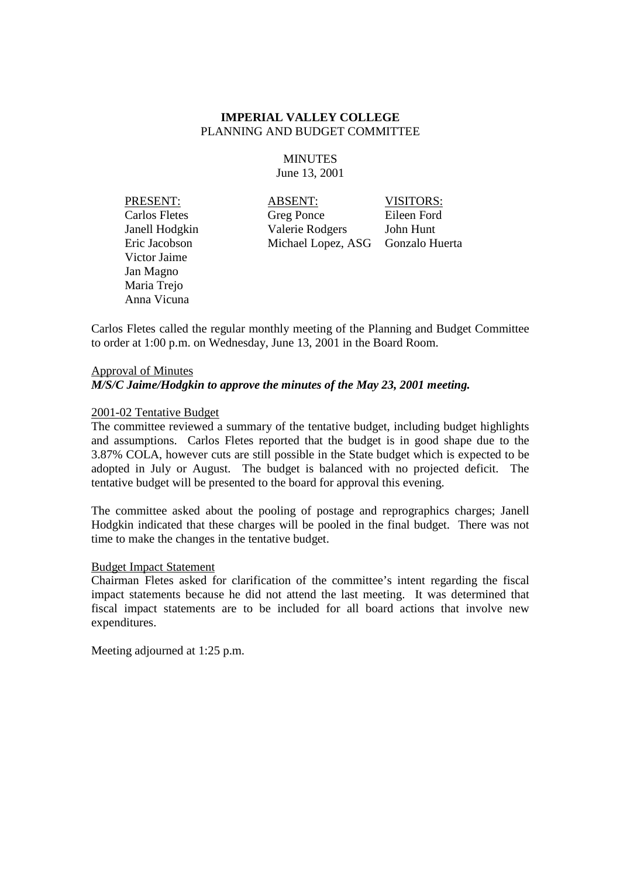**IMPERIAL VALLEY COLLEGE**
PLANNING AND BUDGET COMMITTEE

MINUTES
June 13, 2001

| PRESENT: | ABSENT: | VISITORS: |
|---|---|---|
| Carlos Fletes | Greg Ponce | Eileen Ford |
| Janell Hodgkin | Valerie Rodgers | John Hunt |
| Eric Jacobson | Michael Lopez, ASG | Gonzalo Huerta |
| Victor Jaime | | |
| Jan Magno | | |
| Maria Trejo | | |
| Anna Vicuna | | |

Carlos Fletes called the regular monthly meeting of the Planning and Budget Committee to order at 1:00 p.m. on Wednesday, June 13, 2001 in the Board Room.

Approval of Minutes
***M/S/C Jaime/Hodgkin to approve the minutes of the May 23, 2001 meeting.***

2001-02 Tentative Budget
The committee reviewed a summary of the tentative budget, including budget highlights and assumptions. Carlos Fletes reported that the budget is in good shape due to the 3.87% COLA, however cuts are still possible in the State budget which is expected to be adopted in July or August. The budget is balanced with no projected deficit. The tentative budget will be presented to the board for approval this evening.

The committee asked about the pooling of postage and reprographics charges; Janell Hodgkin indicated that these charges will be pooled in the final budget. There was not time to make the changes in the tentative budget.

Budget Impact Statement
Chairman Fletes asked for clarification of the committee's intent regarding the fiscal impact statements because he did not attend the last meeting. It was determined that fiscal impact statements are to be included for all board actions that involve new expenditures.

Meeting adjourned at 1:25 p.m.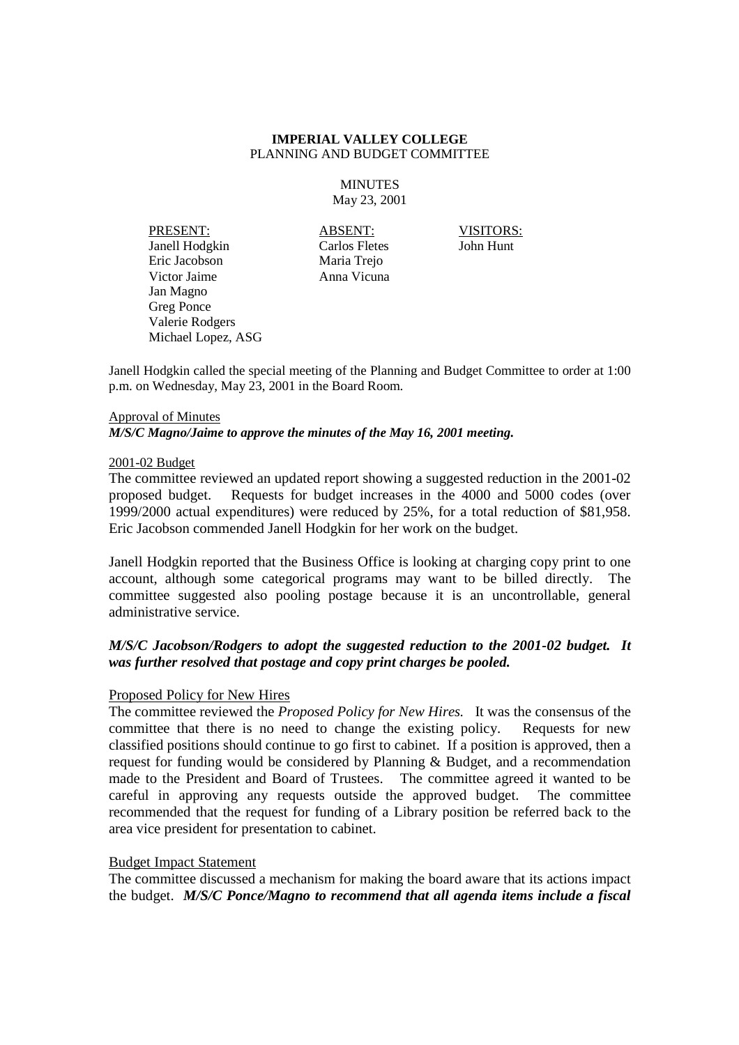**IMPERIAL VALLEY COLLEGE**
PLANNING AND BUDGET COMMITTEE

MINUTES
May 23, 2001

| PRESENT: | ABSENT: | VISITORS: |
|---|---|---|
| Janell Hodgkin | Carlos Fletes | John Hunt |
| Eric Jacobson | Maria Trejo | |
| Victor Jaime | Anna Vicuna | |
| Jan Magno | | |
| Greg Ponce | | |
| Valerie Rodgers | | |
| Michael Lopez, ASG | | |

Janell Hodgkin called the special meeting of the Planning and Budget Committee to order at 1:00 p.m. on Wednesday, May 23, 2001 in the Board Room.

Approval of Minutes
***M/S/C Magno/Jaime to approve the minutes of the May 16, 2001 meeting.***

2001-02 Budget
The committee reviewed an updated report showing a suggested reduction in the 2001-02 proposed budget. Requests for budget increases in the 4000 and 5000 codes (over 1999/2000 actual expenditures) were reduced by 25%, for a total reduction of $81,958. Eric Jacobson commended Janell Hodgkin for her work on the budget.

Janell Hodgkin reported that the Business Office is looking at charging copy print to one account, although some categorical programs may want to be billed directly. The committee suggested also pooling postage because it is an uncontrollable, general administrative service.

***M/S/C Jacobson/Rodgers to adopt the suggested reduction to the 2001-02 budget. It was further resolved that postage and copy print charges be pooled.***

Proposed Policy for New Hires
The committee reviewed the *Proposed Policy for New Hires.* It was the consensus of the committee that there is no need to change the existing policy. Requests for new classified positions should continue to go first to cabinet. If a position is approved, then a request for funding would be considered by Planning & Budget, and a recommendation made to the President and Board of Trustees. The committee agreed it wanted to be careful in approving any requests outside the approved budget. The committee recommended that the request for funding of a Library position be referred back to the area vice president for presentation to cabinet.

Budget Impact Statement
The committee discussed a mechanism for making the board aware that its actions impact the budget. ***M/S/C Ponce/Magno to recommend that all agenda items include a fiscal***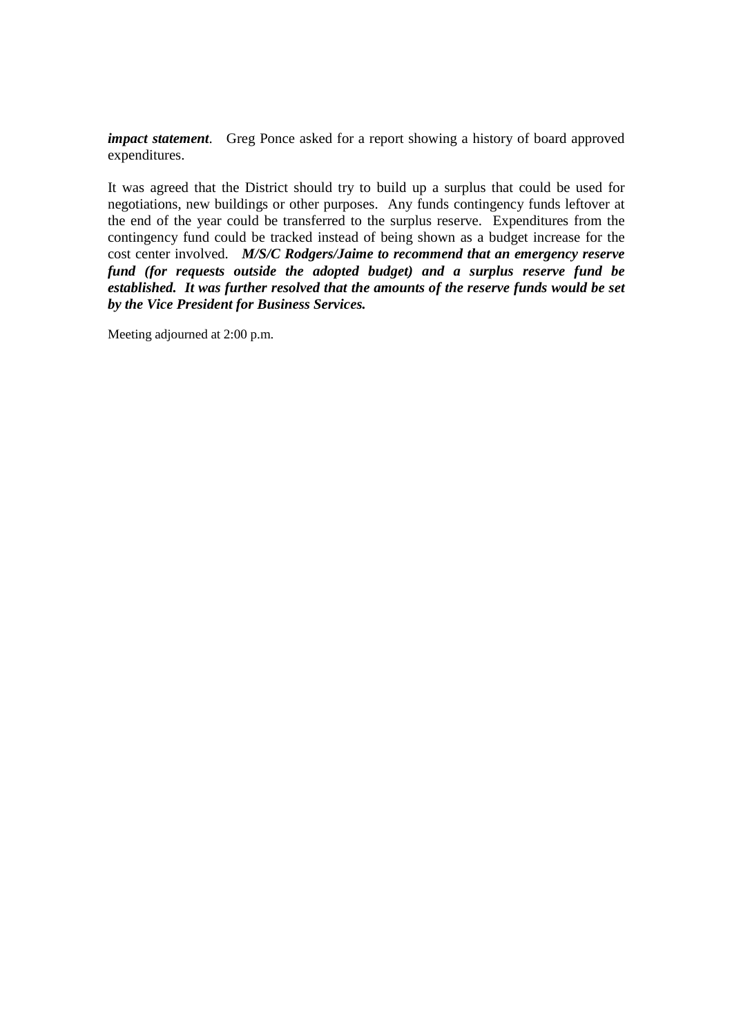***impact statement***. Greg Ponce asked for a report showing a history of board approved expenditures.

It was agreed that the District should try to build up a surplus that could be used for negotiations, new buildings or other purposes. Any funds contingency funds leftover at the end of the year could be transferred to the surplus reserve. Expenditures from the contingency fund could be tracked instead of being shown as a budget increase for the cost center involved. ***M/S/C Rodgers/Jaime to recommend that an emergency reserve fund (for requests outside the adopted budget) and a surplus reserve fund be established. It was further resolved that the amounts of the reserve funds would be set by the Vice President for Business Services.***

Meeting adjourned at 2:00 p.m.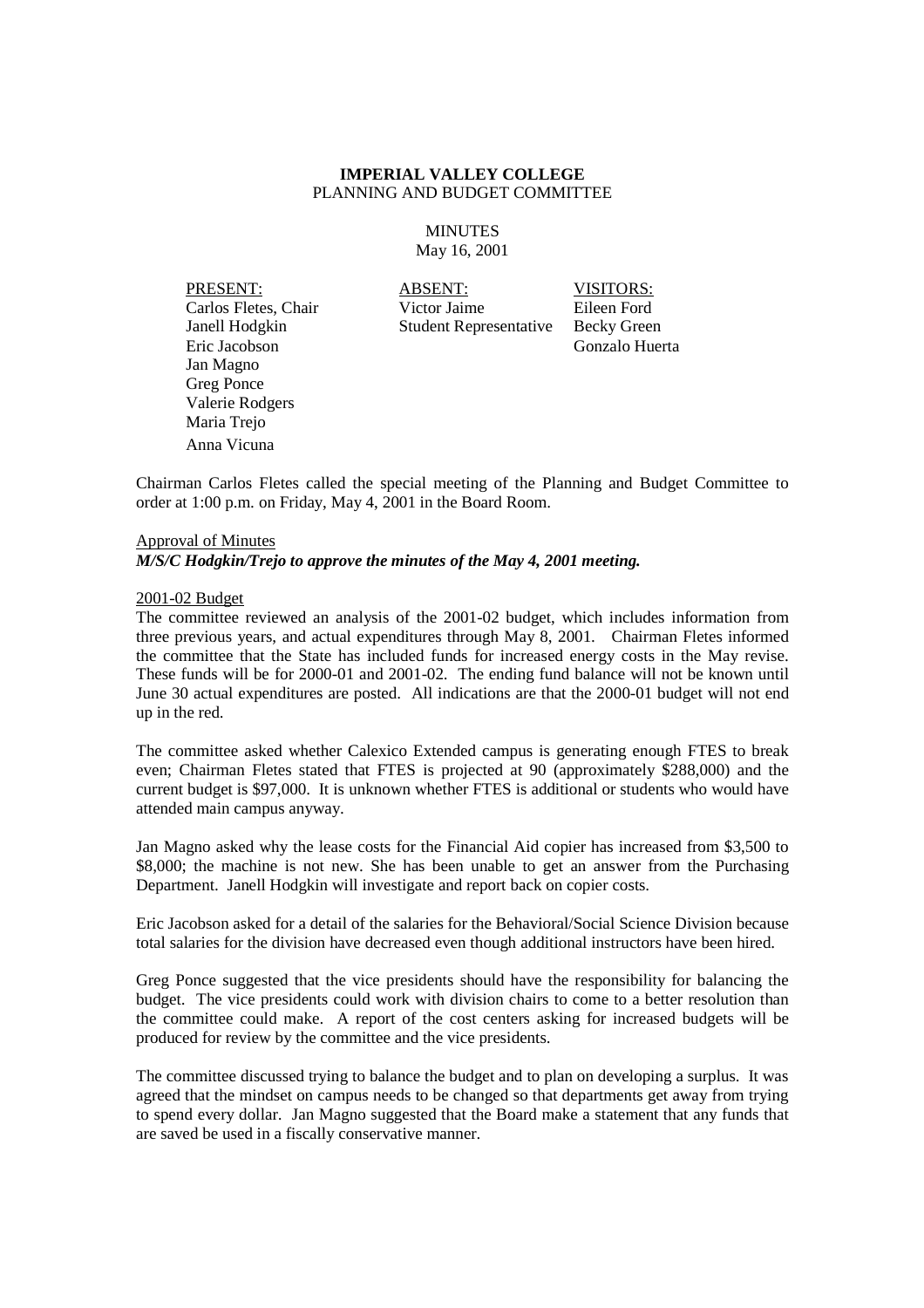**IMPERIAL VALLEY COLLEGE**
PLANNING AND BUDGET COMMITTEE

MINUTES
May 16, 2001

| PRESENT: | ABSENT: | VISITORS: |
|---|---|---|
| Carlos Fletes, Chair | Victor Jaime | Eileen Ford |
| Janell Hodgkin | Student Representative | Becky Green |
| Eric Jacobson | | Gonzalo Huerta |
| Jan Magno | | |
| Greg Ponce | | |
| Valerie Rodgers | | |
| Maria Trejo | | |
| Anna Vicuna | | |

Chairman Carlos Fletes called the special meeting of the Planning and Budget Committee to order at 1:00 p.m. on Friday, May 4, 2001 in the Board Room.

Approval of Minutes
***M/S/C Hodgkin/Trejo to approve the minutes of the May 4, 2001 meeting.***

2001-02 Budget
The committee reviewed an analysis of the 2001-02 budget, which includes information from three previous years, and actual expenditures through May 8, 2001. Chairman Fletes informed the committee that the State has included funds for increased energy costs in the May revise. These funds will be for 2000-01 and 2001-02. The ending fund balance will not be known until June 30 actual expenditures are posted. All indications are that the 2000-01 budget will not end up in the red.

The committee asked whether Calexico Extended campus is generating enough FTES to break even; Chairman Fletes stated that FTES is projected at 90 (approximately $288,000) and the current budget is $97,000. It is unknown whether FTES is additional or students who would have attended main campus anyway.

Jan Magno asked why the lease costs for the Financial Aid copier has increased from $3,500 to $8,000; the machine is not new. She has been unable to get an answer from the Purchasing Department. Janell Hodgkin will investigate and report back on copier costs.

Eric Jacobson asked for a detail of the salaries for the Behavioral/Social Science Division because total salaries for the division have decreased even though additional instructors have been hired.

Greg Ponce suggested that the vice presidents should have the responsibility for balancing the budget. The vice presidents could work with division chairs to come to a better resolution than the committee could make. A report of the cost centers asking for increased budgets will be produced for review by the committee and the vice presidents.

The committee discussed trying to balance the budget and to plan on developing a surplus. It was agreed that the mindset on campus needs to be changed so that departments get away from trying to spend every dollar. Jan Magno suggested that the Board make a statement that any funds that are saved be used in a fiscally conservative manner.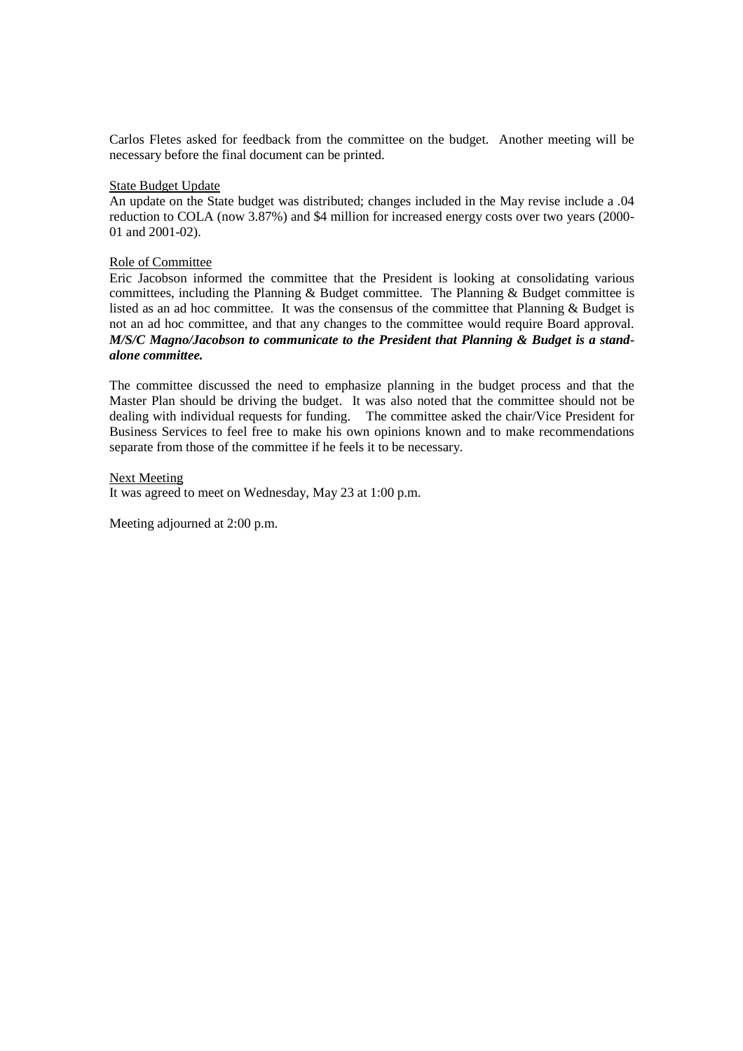Carlos Fletes asked for feedback from the committee on the budget. Another meeting will be necessary before the final document can be printed.

State Budget Update

An update on the State budget was distributed; changes included in the May revise include a .04 reduction to COLA (now 3.87%) and $4 million for increased energy costs over two years (2000-01 and 2001-02).

Role of Committee

Eric Jacobson informed the committee that the President is looking at consolidating various committees, including the Planning & Budget committee. The Planning & Budget committee is listed as an ad hoc committee. It was the consensus of the committee that Planning & Budget is not an ad hoc committee, and that any changes to the committee would require Board approval. ***M/S/C Magno/Jacobson to communicate to the President that Planning & Budget is a stand-alone committee.***

The committee discussed the need to emphasize planning in the budget process and that the Master Plan should be driving the budget. It was also noted that the committee should not be dealing with individual requests for funding. The committee asked the chair/Vice President for Business Services to feel free to make his own opinions known and to make recommendations separate from those of the committee if he feels it to be necessary.

Next Meeting

It was agreed to meet on Wednesday, May 23 at 1:00 p.m.

Meeting adjourned at 2:00 p.m.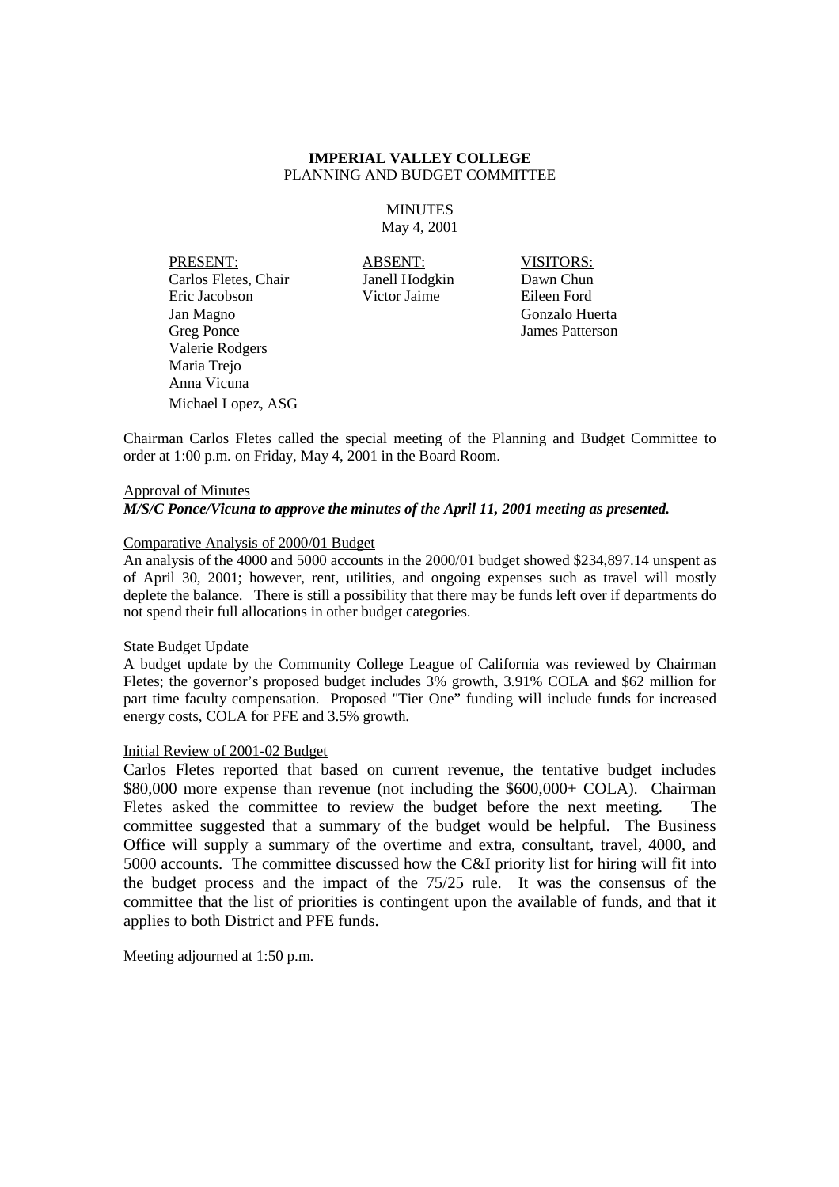**IMPERIAL VALLEY COLLEGE**
PLANNING AND BUDGET COMMITTEE

MINUTES
May 4, 2001

| PRESENT: | ABSENT: | VISITORS: |
|---|---|---|
| Carlos Fletes, Chair | Janell Hodgkin | Dawn Chun |
| Eric Jacobson | Victor Jaime | Eileen Ford |
| Jan Magno | | Gonzalo Huerta |
| Greg Ponce | | James Patterson |
| Valerie Rodgers | | |
| Maria Trejo | | |
| Anna Vicuna | | |
| Michael Lopez, ASG | | |

Chairman Carlos Fletes called the special meeting of the Planning and Budget Committee to order at 1:00 p.m. on Friday, May 4, 2001 in the Board Room.

Approval of Minutes

***M/S/C Ponce/Vicuna to approve the minutes of the April 11, 2001 meeting as presented.***

Comparative Analysis of 2000/01 Budget

An analysis of the 4000 and 5000 accounts in the 2000/01 budget showed $234,897.14 unspent as of April 30, 2001; however, rent, utilities, and ongoing expenses such as travel will mostly deplete the balance. There is still a possibility that there may be funds left over if departments do not spend their full allocations in other budget categories.

State Budget Update

A budget update by the Community College League of California was reviewed by Chairman Fletes; the governor's proposed budget includes 3% growth, 3.91% COLA and $62 million for part time faculty compensation. Proposed "Tier One" funding will include funds for increased energy costs, COLA for PFE and 3.5% growth.

Initial Review of 2001-02 Budget

Carlos Fletes reported that based on current revenue, the tentative budget includes $80,000 more expense than revenue (not including the $600,000+ COLA). Chairman Fletes asked the committee to review the budget before the next meeting. The committee suggested that a summary of the budget would be helpful. The Business Office will supply a summary of the overtime and extra, consultant, travel, 4000, and 5000 accounts. The committee discussed how the C&I priority list for hiring will fit into the budget process and the impact of the 75/25 rule. It was the consensus of the committee that the list of priorities is contingent upon the available of funds, and that it applies to both District and PFE funds.

Meeting adjourned at 1:50 p.m.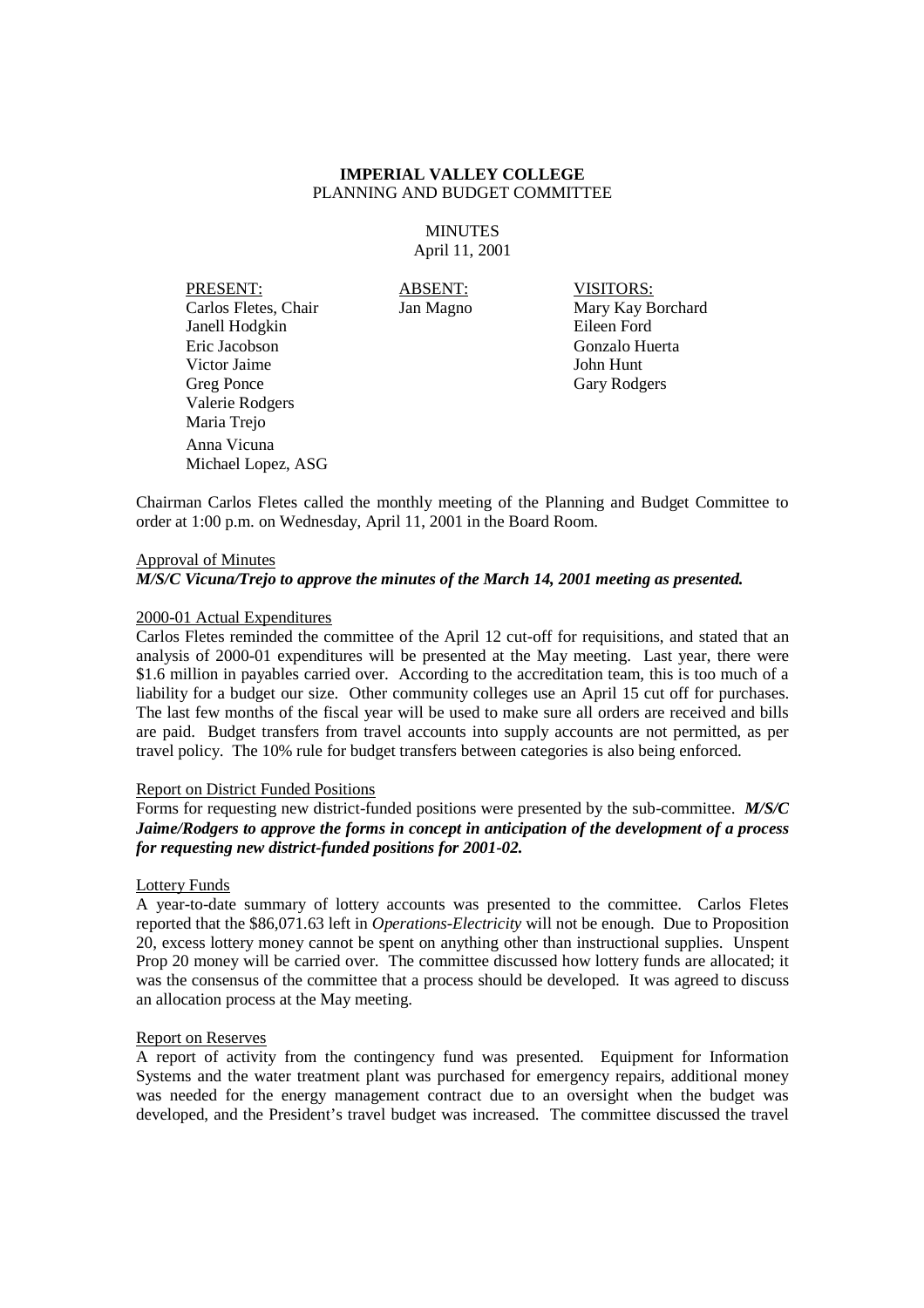**IMPERIAL VALLEY COLLEGE**
PLANNING AND BUDGET COMMITTEE

MINUTES
April 11, 2001

| PRESENT: | ABSENT: | VISITORS: |
|---|---|---|
| Carlos Fletes, Chair | Jan Magno | Mary Kay Borchard |
| Janell Hodgkin | | Eileen Ford |
| Eric Jacobson | | Gonzalo Huerta |
| Victor Jaime | | John Hunt |
| Greg Ponce | | Gary Rodgers |
| Valerie Rodgers | | |
| Maria Trejo | | |
| Anna Vicuna | | |
| Michael Lopez, ASG | | |

Chairman Carlos Fletes called the monthly meeting of the Planning and Budget Committee to order at 1:00 p.m. on Wednesday, April 11, 2001 in the Board Room.

Approval of Minutes

***M/S/C Vicuna/Trejo to approve the minutes of the March 14, 2001 meeting as presented.***

2000-01 Actual Expenditures

Carlos Fletes reminded the committee of the April 12 cut-off for requisitions, and stated that an analysis of 2000-01 expenditures will be presented at the May meeting. Last year, there were \$1.6 million in payables carried over. According to the accreditation team, this is too much of a liability for a budget our size. Other community colleges use an April 15 cut off for purchases. The last few months of the fiscal year will be used to make sure all orders are received and bills are paid. Budget transfers from travel accounts into supply accounts are not permitted, as per travel policy. The 10% rule for budget transfers between categories is also being enforced.

Report on District Funded Positions

Forms for requesting new district-funded positions were presented by the sub-committee. ***M/S/C Jaime/Rodgers to approve the forms in concept in anticipation of the development of a process for requesting new district-funded positions for 2001-02.***

Lottery Funds

A year-to-date summary of lottery accounts was presented to the committee. Carlos Fletes reported that the \$86,071.63 left in *Operations-Electricity* will not be enough. Due to Proposition 20, excess lottery money cannot be spent on anything other than instructional supplies. Unspent Prop 20 money will be carried over. The committee discussed how lottery funds are allocated; it was the consensus of the committee that a process should be developed. It was agreed to discuss an allocation process at the May meeting.

Report on Reserves

A report of activity from the contingency fund was presented. Equipment for Information Systems and the water treatment plant was purchased for emergency repairs, additional money was needed for the energy management contract due to an oversight when the budget was developed, and the President's travel budget was increased. The committee discussed the travel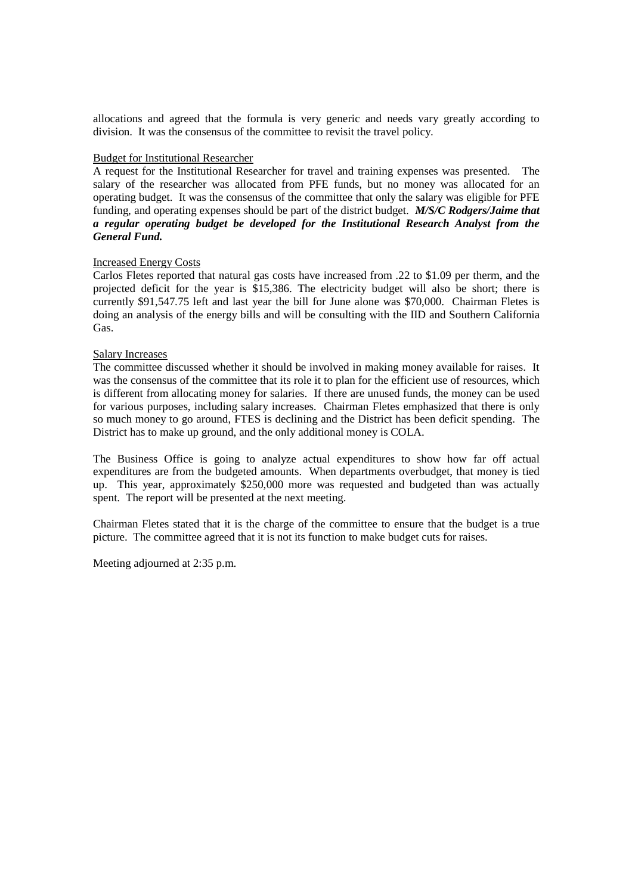allocations and agreed that the formula is very generic and needs vary greatly according to division. It was the consensus of the committee to revisit the travel policy.

<u>Budget for Institutional Researcher</u>

A request for the Institutional Researcher for travel and training expenses was presented. The salary of the researcher was allocated from PFE funds, but no money was allocated for an operating budget. It was the consensus of the committee that only the salary was eligible for PFE funding, and operating expenses should be part of the district budget. ***M/S/C Rodgers/Jaime that a regular operating budget be developed for the Institutional Research Analyst from the General Fund.***

<u>Increased Energy Costs</u>

Carlos Fletes reported that natural gas costs have increased from .22 to $1.09 per therm, and the projected deficit for the year is $15,386. The electricity budget will also be short; there is currently $91,547.75 left and last year the bill for June alone was $70,000. Chairman Fletes is doing an analysis of the energy bills and will be consulting with the IID and Southern California Gas.

<u>Salary Increases</u>

The committee discussed whether it should be involved in making money available for raises. It was the consensus of the committee that its role it to plan for the efficient use of resources, which is different from allocating money for salaries. If there are unused funds, the money can be used for various purposes, including salary increases. Chairman Fletes emphasized that there is only so much money to go around, FTES is declining and the District has been deficit spending. The District has to make up ground, and the only additional money is COLA.

The Business Office is going to analyze actual expenditures to show how far off actual expenditures are from the budgeted amounts. When departments overbudget, that money is tied up. This year, approximately $250,000 more was requested and budgeted than was actually spent. The report will be presented at the next meeting.

Chairman Fletes stated that it is the charge of the committee to ensure that the budget is a true picture. The committee agreed that it is not its function to make budget cuts for raises.

Meeting adjourned at 2:35 p.m.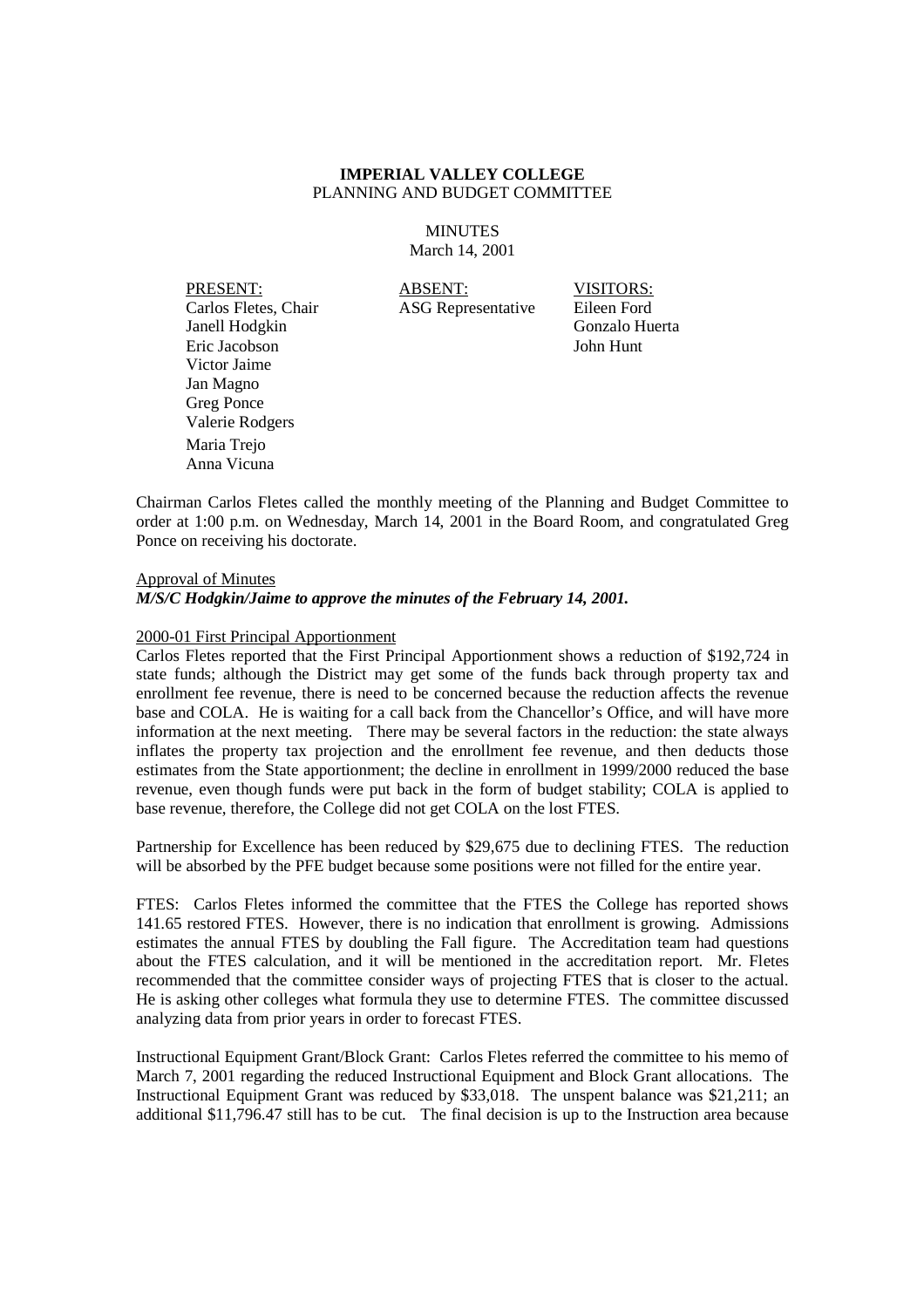**IMPERIAL VALLEY COLLEGE**
PLANNING AND BUDGET COMMITTEE

MINUTES
March 14, 2001

| PRESENT: | ABSENT: | VISITORS: |
|---|---|---|
| Carlos Fletes, Chair | ASG Representative | Eileen Ford |
| Janell Hodgkin | | Gonzalo Huerta |
| Eric Jacobson | | John Hunt |
| Victor Jaime | | |
| Jan Magno | | |
| Greg Ponce | | |
| Valerie Rodgers | | |
| Maria Trejo | | |
| Anna Vicuna | | |

Chairman Carlos Fletes called the monthly meeting of the Planning and Budget Committee to order at 1:00 p.m. on Wednesday, March 14, 2001 in the Board Room, and congratulated Greg Ponce on receiving his doctorate.

Approval of Minutes

***M/S/C Hodgkin/Jaime to approve the minutes of the February 14, 2001.***

2000-01 First Principal Apportionment

Carlos Fletes reported that the First Principal Apportionment shows a reduction of $192,724 in state funds; although the District may get some of the funds back through property tax and enrollment fee revenue, there is need to be concerned because the reduction affects the revenue base and COLA. He is waiting for a call back from the Chancellor's Office, and will have more information at the next meeting. There may be several factors in the reduction: the state always inflates the property tax projection and the enrollment fee revenue, and then deducts those estimates from the State apportionment; the decline in enrollment in 1999/2000 reduced the base revenue, even though funds were put back in the form of budget stability; COLA is applied to base revenue, therefore, the College did not get COLA on the lost FTES.

Partnership for Excellence has been reduced by $29,675 due to declining FTES. The reduction will be absorbed by the PFE budget because some positions were not filled for the entire year.

FTES: Carlos Fletes informed the committee that the FTES the College has reported shows 141.65 restored FTES. However, there is no indication that enrollment is growing. Admissions estimates the annual FTES by doubling the Fall figure. The Accreditation team had questions about the FTES calculation, and it will be mentioned in the accreditation report. Mr. Fletes recommended that the committee consider ways of projecting FTES that is closer to the actual. He is asking other colleges what formula they use to determine FTES. The committee discussed analyzing data from prior years in order to forecast FTES.

Instructional Equipment Grant/Block Grant: Carlos Fletes referred the committee to his memo of March 7, 2001 regarding the reduced Instructional Equipment and Block Grant allocations. The Instructional Equipment Grant was reduced by $33,018. The unspent balance was $21,211; an additional $11,796.47 still has to be cut. The final decision is up to the Instruction area because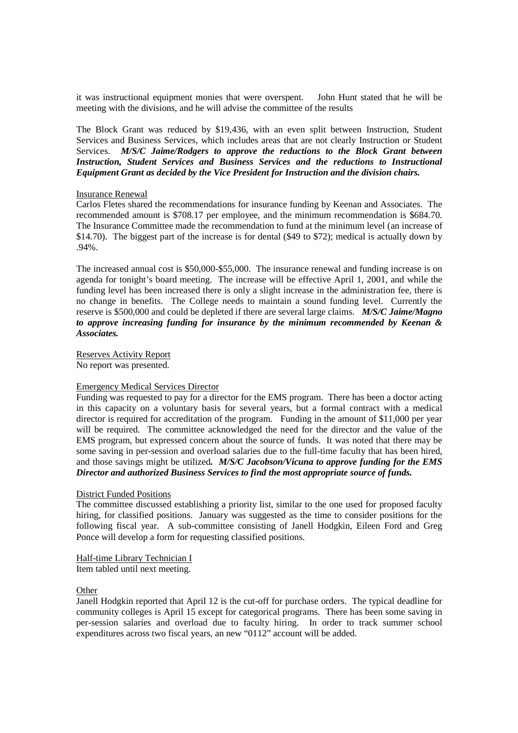it was instructional equipment monies that were overspent. John Hunt stated that he will be meeting with the divisions, and he will advise the committee of the results

The Block Grant was reduced by $19,436, with an even split between Instruction, Student Services and Business Services, which includes areas that are not clearly Instruction or Student Services. ***M/S/C Jaime/Rodgers to approve the reductions to the Block Grant between Instruction, Student Services and Business Services and the reductions to Instructional Equipment Grant as decided by the Vice President for Instruction and the division chairs.***

<u>Insurance Renewal</u>

Carlos Fletes shared the recommendations for insurance funding by Keenan and Associates. The recommended amount is $708.17 per employee, and the minimum recommendation is $684.70. The Insurance Committee made the recommendation to fund at the minimum level (an increase of $14.70). The biggest part of the increase is for dental ($49 to $72); medical is actually down by .94%.

The increased annual cost is $50,000-$55,000. The insurance renewal and funding increase is on agenda for tonight's board meeting. The increase will be effective April 1, 2001, and while the funding level has been increased there is only a slight increase in the administration fee, there is no change in benefits. The College needs to maintain a sound funding level. Currently the reserve is $500,000 and could be depleted if there are several large claims. ***M/S/C Jaime/Magno to approve increasing funding for insurance by the minimum recommended by Keenan & Associates.***

<u>Reserves Activity Report</u>

No report was presented.

<u>Emergency Medical Services Director</u>

Funding was requested to pay for a director for the EMS program. There has been a doctor acting in this capacity on a voluntary basis for several years, but a formal contract with a medical director is required for accreditation of the program. Funding in the amount of $11,000 per year will be required. The committee acknowledged the need for the director and the value of the EMS program, but expressed concern about the source of funds. It was noted that there may be some saving in per-session and overload salaries due to the full-time faculty that has been hired, and those savings might be utilized***. M/S/C Jacobson/Vicuna to approve funding for the EMS Director and authorized Business Services to find the most appropriate source of funds.***

<u>District Funded Positions</u>

The committee discussed establishing a priority list, similar to the one used for proposed faculty hiring, for classified positions. January was suggested as the time to consider positions for the following fiscal year. A sub-committee consisting of Janell Hodgkin, Eileen Ford and Greg Ponce will develop a form for requesting classified positions.

<u>Half-time Library Technician I</u>

Item tabled until next meeting.

<u>Other</u>

Janell Hodgkin reported that April 12 is the cut-off for purchase orders. The typical deadline for community colleges is April 15 except for categorical programs. There has been some saving in per-session salaries and overload due to faculty hiring. In order to track summer school expenditures across two fiscal years, an new "0112" account will be added.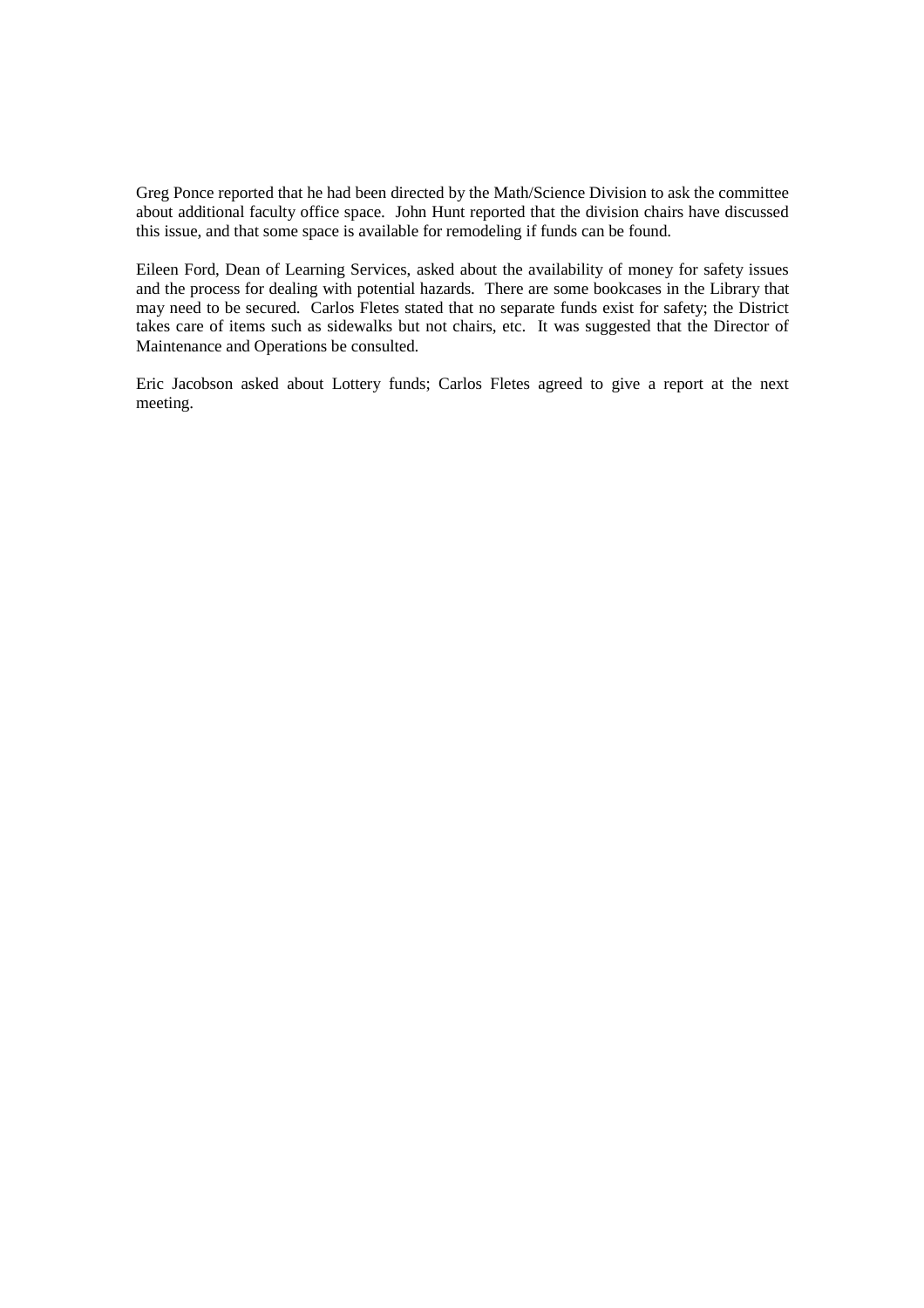Greg Ponce reported that he had been directed by the Math/Science Division to ask the committee about additional faculty office space. John Hunt reported that the division chairs have discussed this issue, and that some space is available for remodeling if funds can be found.

Eileen Ford, Dean of Learning Services, asked about the availability of money for safety issues and the process for dealing with potential hazards. There are some bookcases in the Library that may need to be secured. Carlos Fletes stated that no separate funds exist for safety; the District takes care of items such as sidewalks but not chairs, etc. It was suggested that the Director of Maintenance and Operations be consulted.

Eric Jacobson asked about Lottery funds; Carlos Fletes agreed to give a report at the next meeting.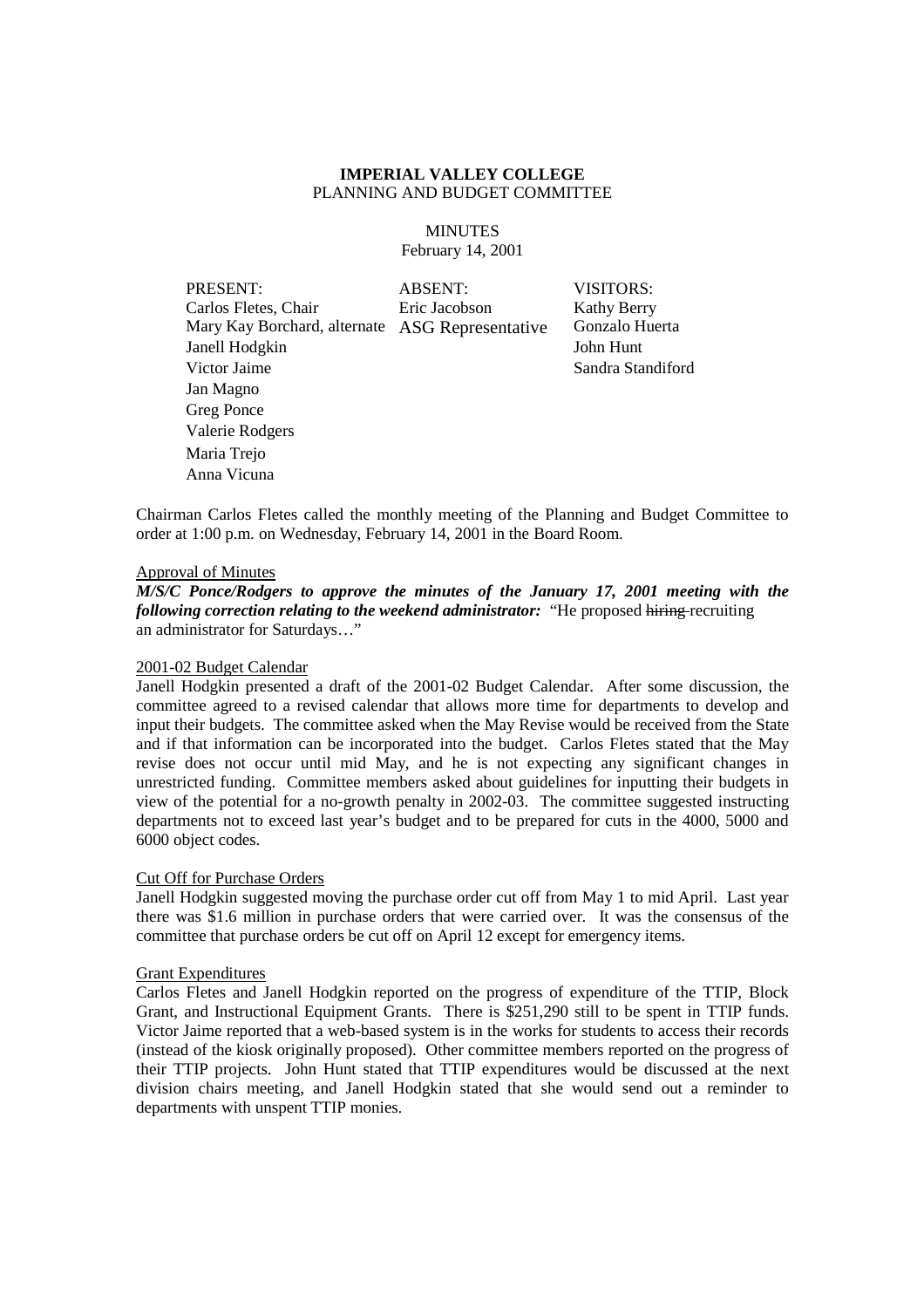**IMPERIAL VALLEY COLLEGE**
PLANNING AND BUDGET COMMITTEE

MINUTES
February 14, 2001

| PRESENT: | ABSENT: | VISITORS: |
|---|---|---|
| Carlos Fletes, Chair | Eric Jacobson | Kathy Berry |
| Mary Kay Borchard, alternate | ASG Representative | Gonzalo Huerta |
| Janell Hodgkin | | John Hunt |
| Victor Jaime | | Sandra Standiford |
| Jan Magno | | |
| Greg Ponce | | |
| Valerie Rodgers | | |
| Maria Trejo | | |
| Anna Vicuna | | |

Chairman Carlos Fletes called the monthly meeting of the Planning and Budget Committee to order at 1:00 p.m. on Wednesday, February 14, 2001 in the Board Room.

<u>Approval of Minutes</u>

***M/S/C Ponce/Rodgers to approve the minutes of the January 17, 2001 meeting with the following correction relating to the weekend administrator:*** "He proposed ~~hiring~~ recruiting an administrator for Saturdays…"

<u>2001-02 Budget Calendar</u>

Janell Hodgkin presented a draft of the 2001-02 Budget Calendar. After some discussion, the committee agreed to a revised calendar that allows more time for departments to develop and input their budgets. The committee asked when the May Revise would be received from the State and if that information can be incorporated into the budget. Carlos Fletes stated that the May revise does not occur until mid May, and he is not expecting any significant changes in unrestricted funding. Committee members asked about guidelines for inputting their budgets in view of the potential for a no-growth penalty in 2002-03. The committee suggested instructing departments not to exceed last year's budget and to be prepared for cuts in the 4000, 5000 and 6000 object codes.

<u>Cut Off for Purchase Orders</u>

Janell Hodgkin suggested moving the purchase order cut off from May 1 to mid April. Last year there was $1.6 million in purchase orders that were carried over. It was the consensus of the committee that purchase orders be cut off on April 12 except for emergency items.

<u>Grant Expenditures</u>

Carlos Fletes and Janell Hodgkin reported on the progress of expenditure of the TTIP, Block Grant, and Instructional Equipment Grants. There is $251,290 still to be spent in TTIP funds. Victor Jaime reported that a web-based system is in the works for students to access their records (instead of the kiosk originally proposed). Other committee members reported on the progress of their TTIP projects. John Hunt stated that TTIP expenditures would be discussed at the next division chairs meeting, and Janell Hodgkin stated that she would send out a reminder to departments with unspent TTIP monies.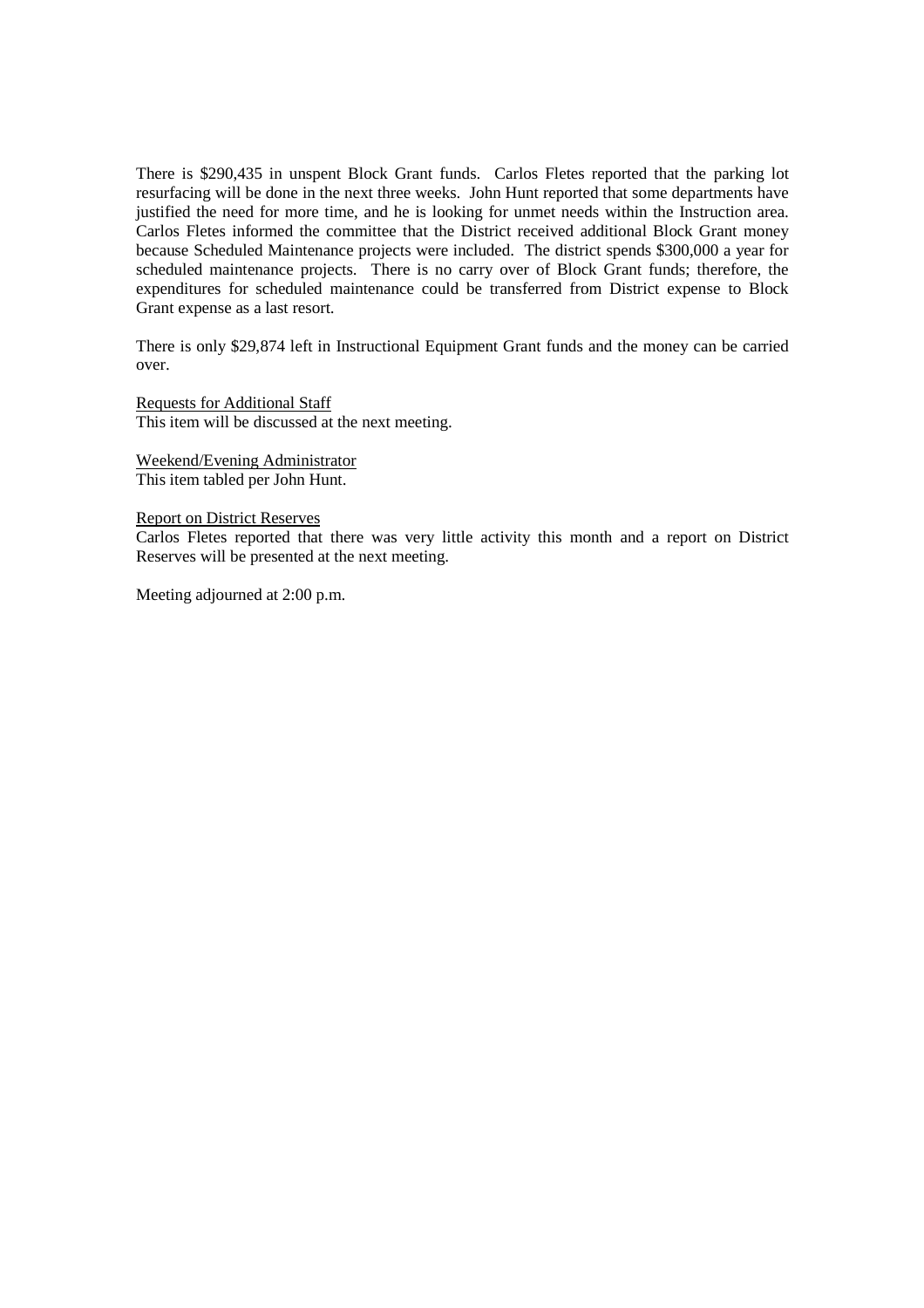There is $290,435 in unspent Block Grant funds. Carlos Fletes reported that the parking lot resurfacing will be done in the next three weeks. John Hunt reported that some departments have justified the need for more time, and he is looking for unmet needs within the Instruction area. Carlos Fletes informed the committee that the District received additional Block Grant money because Scheduled Maintenance projects were included. The district spends $300,000 a year for scheduled maintenance projects. There is no carry over of Block Grant funds; therefore, the expenditures for scheduled maintenance could be transferred from District expense to Block Grant expense as a last resort.

There is only $29,874 left in Instructional Equipment Grant funds and the money can be carried over.

<u>Requests for Additional Staff</u>
This item will be discussed at the next meeting.

<u>Weekend/Evening Administrator</u>
This item tabled per John Hunt.

<u>Report on District Reserves</u>
Carlos Fletes reported that there was very little activity this month and a report on District Reserves will be presented at the next meeting.

Meeting adjourned at 2:00 p.m.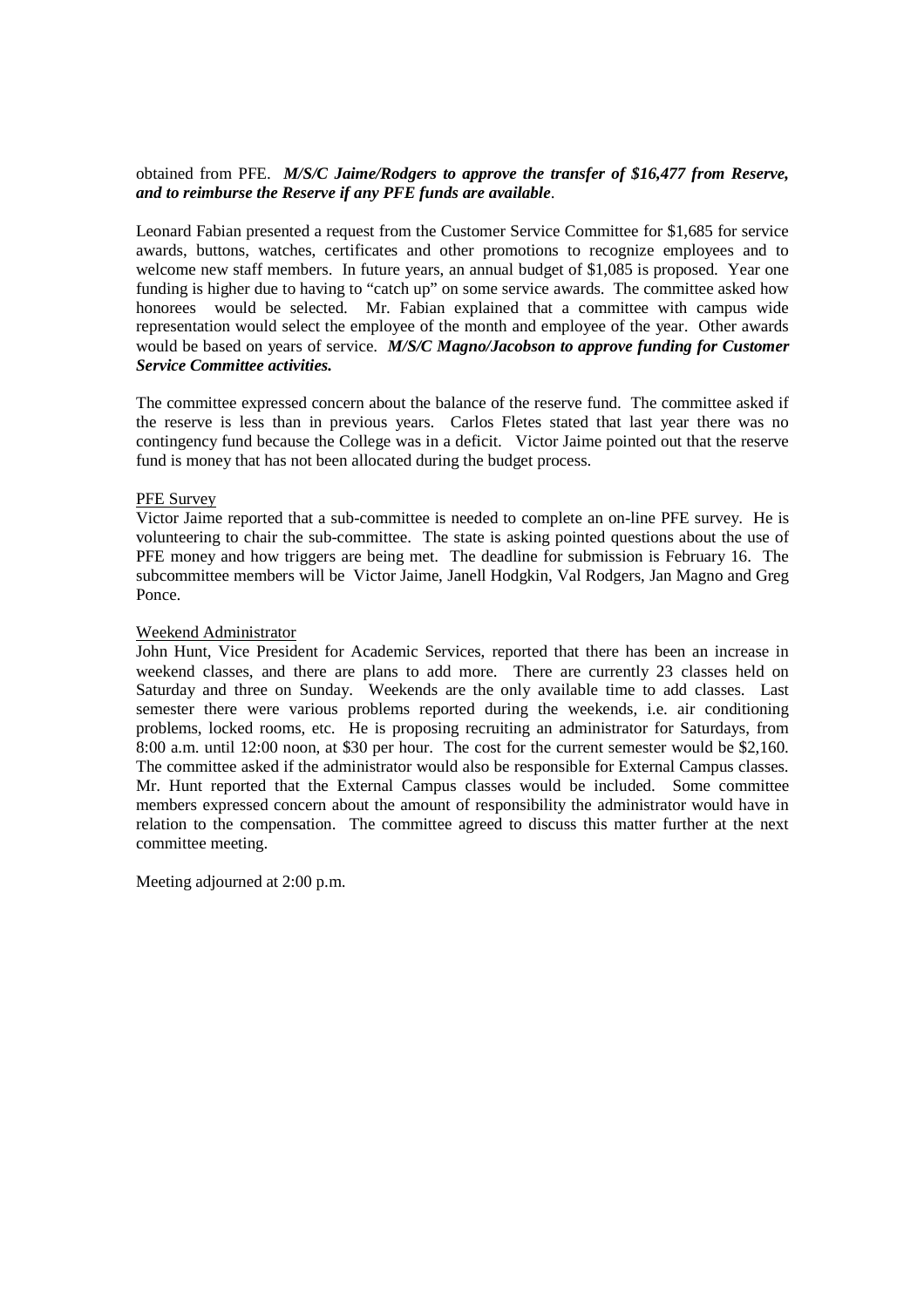obtained from PFE. ***M/S/C Jaime/Rodgers to approve the transfer of $16,477 from Reserve, and to reimburse the Reserve if any PFE funds are available***.

Leonard Fabian presented a request from the Customer Service Committee for $1,685 for service awards, buttons, watches, certificates and other promotions to recognize employees and to welcome new staff members. In future years, an annual budget of $1,085 is proposed. Year one funding is higher due to having to "catch up" on some service awards. The committee asked how honorees would be selected. Mr. Fabian explained that a committee with campus wide representation would select the employee of the month and employee of the year. Other awards would be based on years of service. ***M/S/C Magno/Jacobson to approve funding for Customer Service Committee activities.***

The committee expressed concern about the balance of the reserve fund. The committee asked if the reserve is less than in previous years. Carlos Fletes stated that last year there was no contingency fund because the College was in a deficit. Victor Jaime pointed out that the reserve fund is money that has not been allocated during the budget process.

<u>PFE Survey</u>

Victor Jaime reported that a sub-committee is needed to complete an on-line PFE survey. He is volunteering to chair the sub-committee. The state is asking pointed questions about the use of PFE money and how triggers are being met. The deadline for submission is February 16. The subcommittee members will be Victor Jaime, Janell Hodgkin, Val Rodgers, Jan Magno and Greg Ponce.

<u>Weekend Administrator</u>

John Hunt, Vice President for Academic Services, reported that there has been an increase in weekend classes, and there are plans to add more. There are currently 23 classes held on Saturday and three on Sunday. Weekends are the only available time to add classes. Last semester there were various problems reported during the weekends, i.e. air conditioning problems, locked rooms, etc. He is proposing recruiting an administrator for Saturdays, from 8:00 a.m. until 12:00 noon, at $30 per hour. The cost for the current semester would be $2,160. The committee asked if the administrator would also be responsible for External Campus classes. Mr. Hunt reported that the External Campus classes would be included. Some committee members expressed concern about the amount of responsibility the administrator would have in relation to the compensation. The committee agreed to discuss this matter further at the next committee meeting.

Meeting adjourned at 2:00 p.m.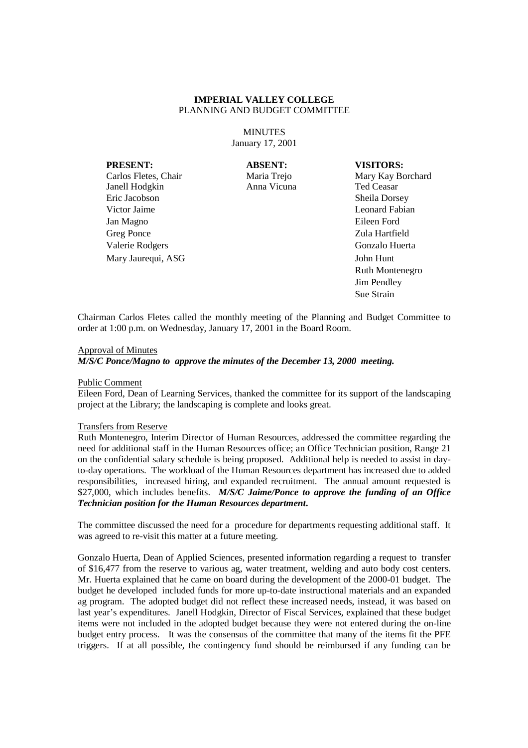**IMPERIAL VALLEY COLLEGE**
PLANNING AND BUDGET COMMITTEE

MINUTES
January 17, 2001

| **PRESENT:** | **ABSENT:** | **VISITORS:** |
|---|---|---|
| Carlos Fletes, Chair | Maria Trejo | Mary Kay Borchard |
| Janell Hodgkin | Anna Vicuna | Ted Ceasar |
| Eric Jacobson | | Sheila Dorsey |
| Victor Jaime | | Leonard Fabian |
| Jan Magno | | Eileen Ford |
| Greg Ponce | | Zula Hartfield |
| Valerie Rodgers | | Gonzalo Huerta |
| Mary Jaurequi, ASG | | John Hunt |
| | | Ruth Montenegro |
| | | Jim Pendley |
| | | Sue Strain |

Chairman Carlos Fletes called the monthly meeting of the Planning and Budget Committee to order at 1:00 p.m. on Wednesday, January 17, 2001 in the Board Room.

Approval of Minutes

***M/S/C Ponce/Magno to approve the minutes of the December 13, 2000 meeting.***

Public Comment

Eileen Ford, Dean of Learning Services, thanked the committee for its support of the landscaping project at the Library; the landscaping is complete and looks great.

Transfers from Reserve

Ruth Montenegro, Interim Director of Human Resources, addressed the committee regarding the need for additional staff in the Human Resources office; an Office Technician position, Range 21 on the confidential salary schedule is being proposed. Additional help is needed to assist in day-to-day operations. The workload of the Human Resources department has increased due to added responsibilities, increased hiring, and expanded recruitment. The annual amount requested is \$27,000, which includes benefits. ***M/S/C Jaime/Ponce to approve the funding of an Office Technician position for the Human Resources department.***

The committee discussed the need for a procedure for departments requesting additional staff. It was agreed to re-visit this matter at a future meeting.

Gonzalo Huerta, Dean of Applied Sciences, presented information regarding a request to transfer of \$16,477 from the reserve to various ag, water treatment, welding and auto body cost centers. Mr. Huerta explained that he came on board during the development of the 2000-01 budget. The budget he developed included funds for more up-to-date instructional materials and an expanded ag program. The adopted budget did not reflect these increased needs, instead, it was based on last year's expenditures. Janell Hodgkin, Director of Fiscal Services, explained that these budget items were not included in the adopted budget because they were not entered during the on-line budget entry process. It was the consensus of the committee that many of the items fit the PFE triggers. If at all possible, the contingency fund should be reimbursed if any funding can be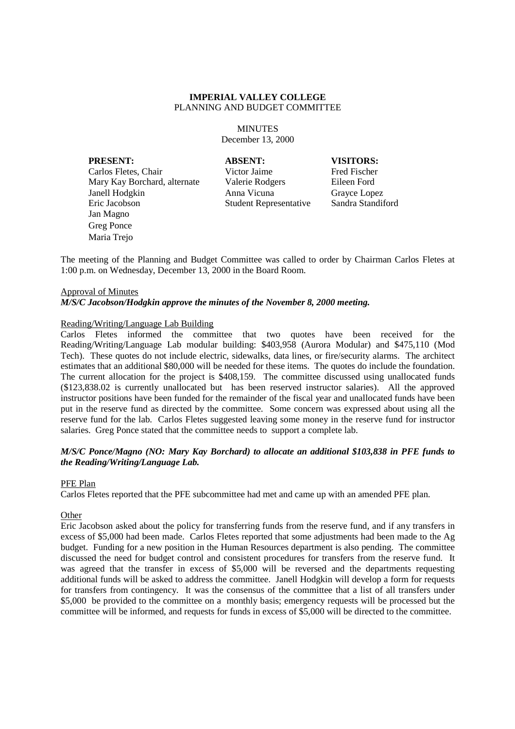**IMPERIAL VALLEY COLLEGE**
PLANNING AND BUDGET COMMITTEE

MINUTES
December 13, 2000

| PRESENT: | ABSENT: | VISITORS: |
|---|---|---|
| Carlos Fletes, Chair | Victor Jaime | Fred Fischer |
| Mary Kay Borchard, alternate | Valerie Rodgers | Eileen Ford |
| Janell Hodgkin | Anna Vicuna | Grayce Lopez |
| Eric Jacobson | Student Representative | Sandra Standiford |
| Jan Magno | | |
| Greg Ponce | | |
| Maria Trejo | | |

The meeting of the Planning and Budget Committee was called to order by Chairman Carlos Fletes at 1:00 p.m. on Wednesday, December 13, 2000 in the Board Room.

Approval of Minutes

***M/S/C Jacobson/Hodgkin approve the minutes of the November 8, 2000 meeting.***

Reading/Writing/Language Lab Building

Carlos Fletes informed the committee that two quotes have been received for the Reading/Writing/Language Lab modular building: $403,958 (Aurora Modular) and $475,110 (Mod Tech). These quotes do not include electric, sidewalks, data lines, or fire/security alarms. The architect estimates that an additional $80,000 will be needed for these items. The quotes do include the foundation. The current allocation for the project is $408,159. The committee discussed using unallocated funds ($123,838.02 is currently unallocated but has been reserved instructor salaries). All the approved instructor positions have been funded for the remainder of the fiscal year and unallocated funds have been put in the reserve fund as directed by the committee. Some concern was expressed about using all the reserve fund for the lab. Carlos Fletes suggested leaving some money in the reserve fund for instructor salaries. Greg Ponce stated that the committee needs to support a complete lab.

***M/S/C Ponce/Magno (NO: Mary Kay Borchard) to allocate an additional $103,838 in PFE funds to the Reading/Writing/Language Lab.***

PFE Plan

Carlos Fletes reported that the PFE subcommittee had met and came up with an amended PFE plan.

Other

Eric Jacobson asked about the policy for transferring funds from the reserve fund, and if any transfers in excess of $5,000 had been made. Carlos Fletes reported that some adjustments had been made to the Ag budget. Funding for a new position in the Human Resources department is also pending. The committee discussed the need for budget control and consistent procedures for transfers from the reserve fund. It was agreed that the transfer in excess of $5,000 will be reversed and the departments requesting additional funds will be asked to address the committee. Janell Hodgkin will develop a form for requests for transfers from contingency. It was the consensus of the committee that a list of all transfers under $5,000 be provided to the committee on a monthly basis; emergency requests will be processed but the committee will be informed, and requests for funds in excess of $5,000 will be directed to the committee.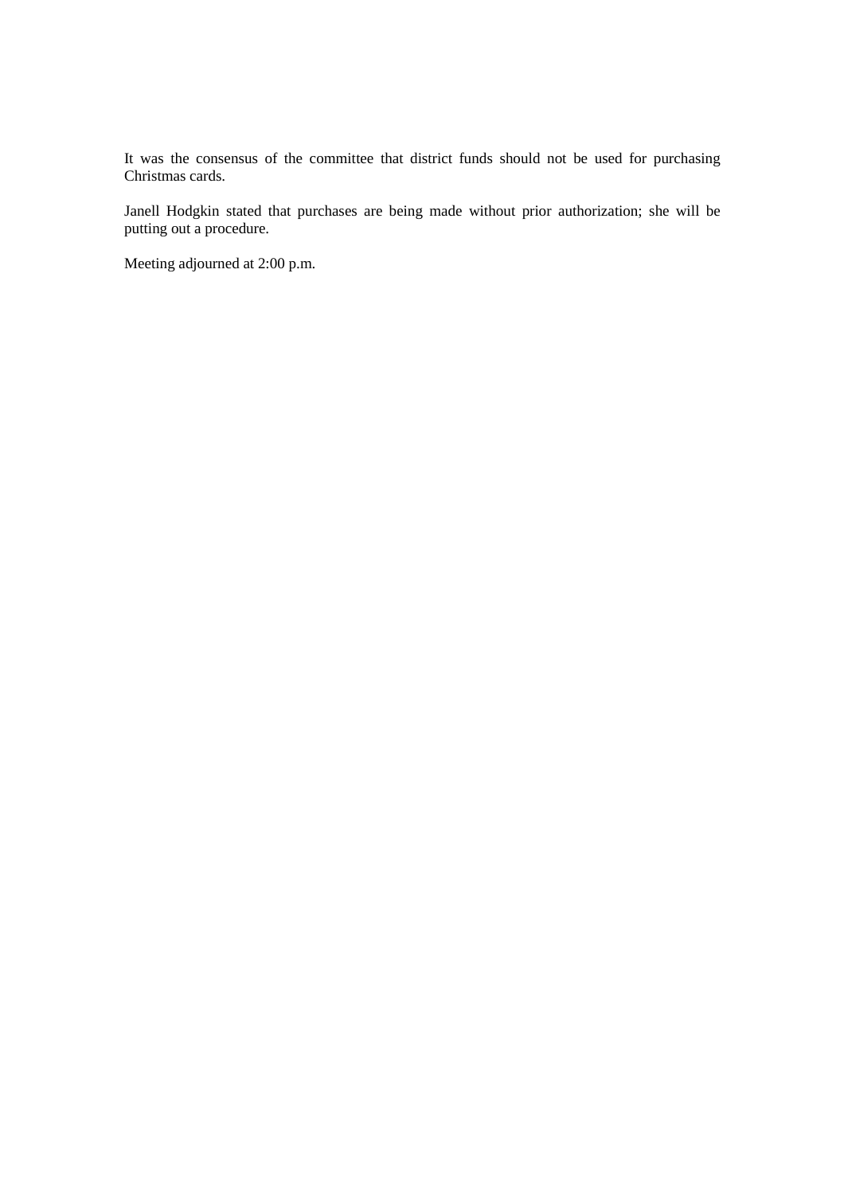It was the consensus of the committee that district funds should not be used for purchasing Christmas cards.

Janell Hodgkin stated that purchases are being made without prior authorization; she will be putting out a procedure.

Meeting adjourned at 2:00 p.m.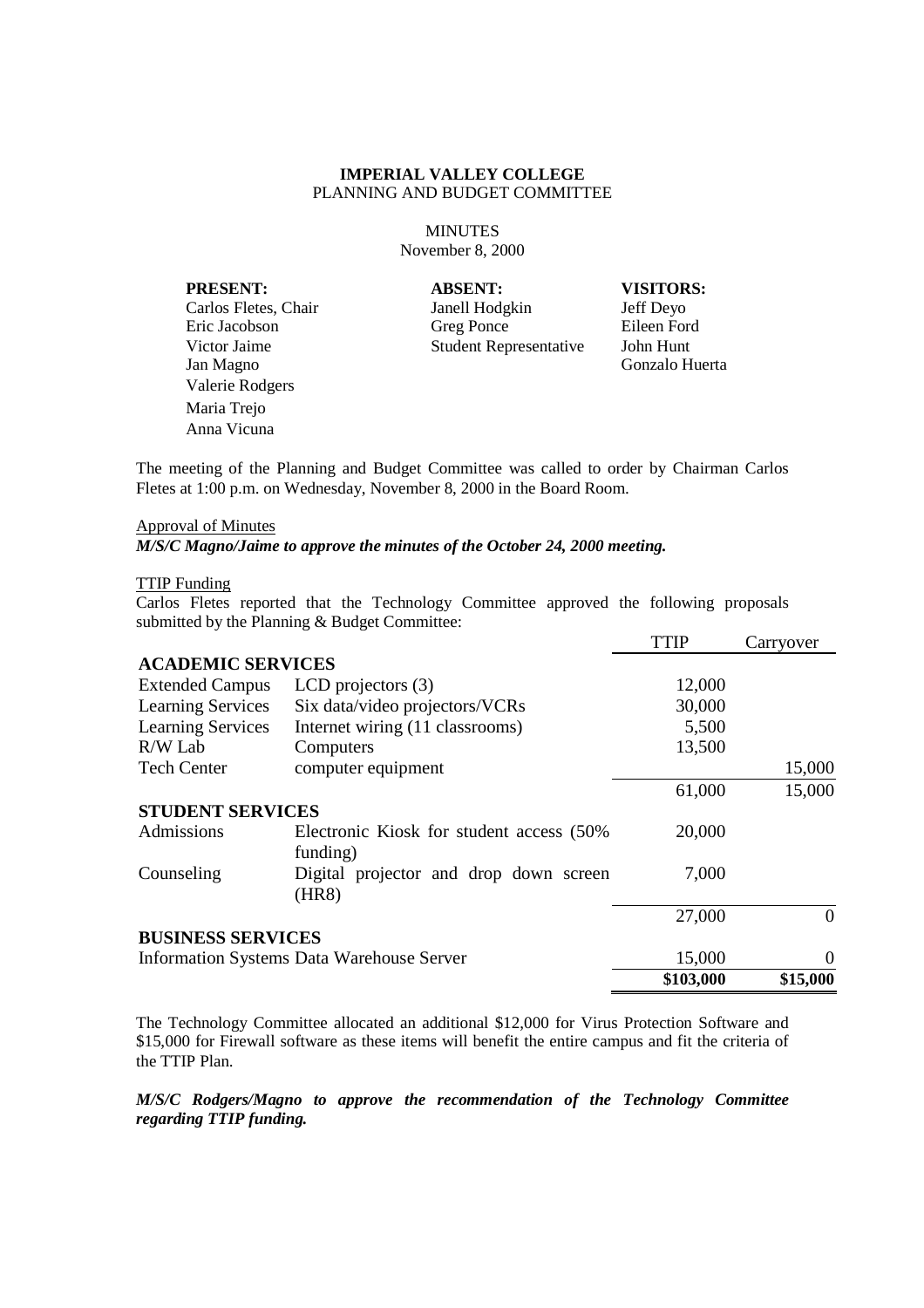**IMPERIAL VALLEY COLLEGE**
PLANNING AND BUDGET COMMITTEE

MINUTES
November 8, 2000

| PRESENT: | ABSENT: | VISITORS: |
|---|---|---|
| Carlos Fletes, Chair | Janell Hodgkin | Jeff Deyo |
| Eric Jacobson | Greg Ponce | Eileen Ford |
| Victor Jaime | Student Representative | John Hunt |
| Jan Magno | | Gonzalo Huerta |
| Valerie Rodgers | | |
| Maria Trejo | | |
| Anna Vicuna | | |

The meeting of the Planning and Budget Committee was called to order by Chairman Carlos Fletes at 1:00 p.m. on Wednesday, November 8, 2000 in the Board Room.

Approval of Minutes

***M/S/C Magno/Jaime to approve the minutes of the October 24, 2000 meeting.***

TTIP Funding

Carlos Fletes reported that the Technology Committee approved the following proposals submitted by the Planning & Budget Committee:

| | | TTIP | Carryover |
|---|---|---|---|
| **ACADEMIC SERVICES** | | | |
| Extended Campus | LCD projectors (3) | 12,000 | |
| Learning Services | Six data/video projectors/VCRs | 30,000 | |
| Learning Services | Internet wiring (11 classrooms) | 5,500 | |
| R/W Lab | Computers | 13,500 | |
| Tech Center | computer equipment | | 15,000 |
| | | 61,000 | 15,000 |
| **STUDENT SERVICES** | | | |
| Admissions | Electronic Kiosk for student access (50% funding) | 20,000 | |
| Counseling | Digital projector and drop down screen (HR8) | 7,000 | |
| | | 27,000 | 0 |
| **BUSINESS SERVICES** | | | |
| Information Systems Data Warehouse Server | | 15,000 | 0 |
| | | **\$103,000** | **\$15,000** |

The Technology Committee allocated an additional \$12,000 for Virus Protection Software and \$15,000 for Firewall software as these items will benefit the entire campus and fit the criteria of the TTIP Plan.

***M/S/C Rodgers/Magno to approve the recommendation of the Technology Committee regarding TTIP funding.***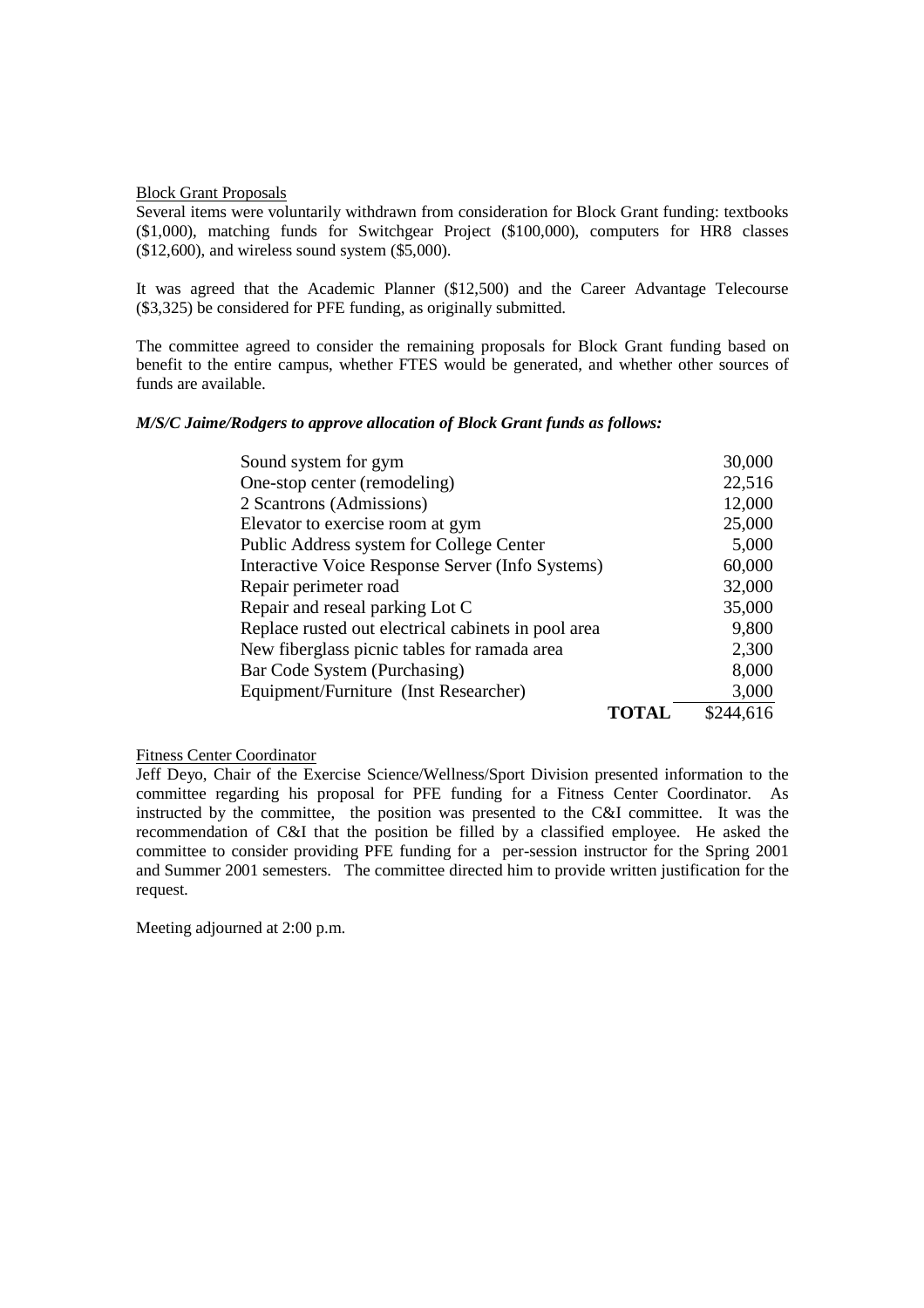Block Grant Proposals

Several items were voluntarily withdrawn from consideration for Block Grant funding: textbooks ($1,000), matching funds for Switchgear Project ($100,000), computers for HR8 classes ($12,600), and wireless sound system ($5,000).

It was agreed that the Academic Planner ($12,500) and the Career Advantage Telecourse ($3,325) be considered for PFE funding, as originally submitted.

The committee agreed to consider the remaining proposals for Block Grant funding based on benefit to the entire campus, whether FTES would be generated, and whether other sources of funds are available.

***M/S/C Jaime/Rodgers to approve allocation of Block Grant funds as follows:***

| Item | Amount |
|---|---|
| Sound system for gym | 30,000 |
| One-stop center (remodeling) | 22,516 |
| 2 Scantrons (Admissions) | 12,000 |
| Elevator to exercise room at gym | 25,000 |
| Public Address system for College Center | 5,000 |
| Interactive Voice Response Server (Info Systems) | 60,000 |
| Repair perimeter road | 32,000 |
| Repair and reseal parking Lot C | 35,000 |
| Replace rusted out electrical cabinets in pool area | 9,800 |
| New fiberglass picnic tables for ramada area | 2,300 |
| Bar Code System (Purchasing) | 8,000 |
| Equipment/Furniture (Inst Researcher) | 3,000 |
| **TOTAL** | $244,616 |

Fitness Center Coordinator

Jeff Deyo, Chair of the Exercise Science/Wellness/Sport Division presented information to the committee regarding his proposal for PFE funding for a Fitness Center Coordinator. As instructed by the committee, the position was presented to the C&I committee. It was the recommendation of C&I that the position be filled by a classified employee. He asked the committee to consider providing PFE funding for a per-session instructor for the Spring 2001 and Summer 2001 semesters. The committee directed him to provide written justification for the request.

Meeting adjourned at 2:00 p.m.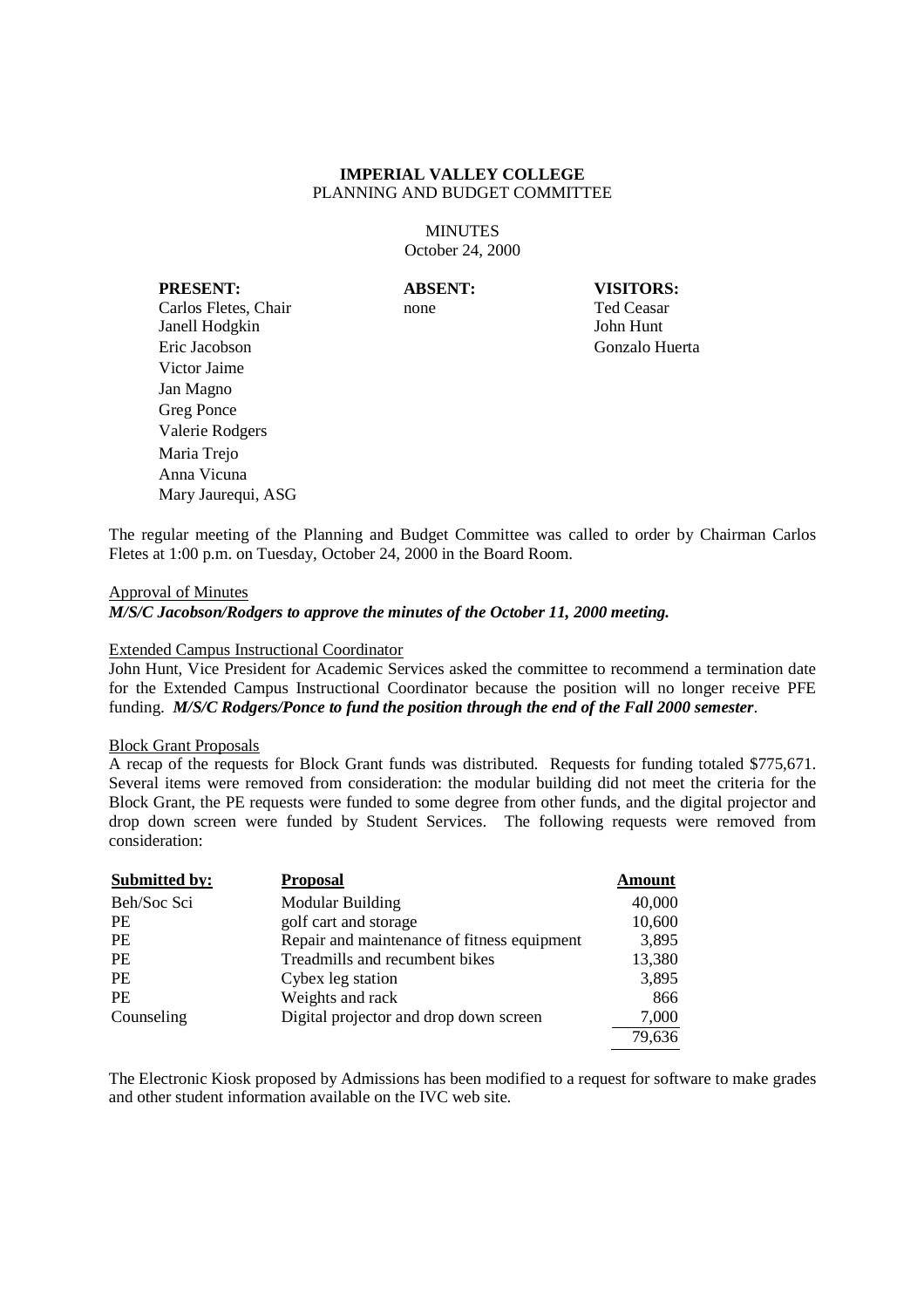**IMPERIAL VALLEY COLLEGE**
PLANNING AND BUDGET COMMITTEE

MINUTES
October 24, 2000

| PRESENT: | ABSENT: | VISITORS: |
|---|---|---|
| Carlos Fletes, Chair | none | Ted Ceasar |
| Janell Hodgkin | | John Hunt |
| Eric Jacobson | | Gonzalo Huerta |
| Victor Jaime | | |
| Jan Magno | | |
| Greg Ponce | | |
| Valerie Rodgers | | |
| Maria Trejo | | |
| Anna Vicuna | | |
| Mary Jaurequi, ASG | | |

The regular meeting of the Planning and Budget Committee was called to order by Chairman Carlos Fletes at 1:00 p.m. on Tuesday, October 24, 2000 in the Board Room.

Approval of Minutes

***M/S/C Jacobson/Rodgers to approve the minutes of the October 11, 2000 meeting.***

Extended Campus Instructional Coordinator

John Hunt, Vice President for Academic Services asked the committee to recommend a termination date for the Extended Campus Instructional Coordinator because the position will no longer receive PFE funding. ***M/S/C Rodgers/Ponce to fund the position through the end of the Fall 2000 semester***.

Block Grant Proposals

A recap of the requests for Block Grant funds was distributed. Requests for funding totaled $775,671. Several items were removed from consideration: the modular building did not meet the criteria for the Block Grant, the PE requests were funded to some degree from other funds, and the digital projector and drop down screen were funded by Student Services. The following requests were removed from consideration:

| Submitted by: | Proposal | Amount |
|---|---|---|
| Beh/Soc Sci | Modular Building | 40,000 |
| PE | golf cart and storage | 10,600 |
| PE | Repair and maintenance of fitness equipment | 3,895 |
| PE | Treadmills and recumbent bikes | 13,380 |
| PE | Cybex leg station | 3,895 |
| PE | Weights and rack | 866 |
| Counseling | Digital projector and drop down screen | 7,000 |
| | | 79,636 |

The Electronic Kiosk proposed by Admissions has been modified to a request for software to make grades and other student information available on the IVC web site.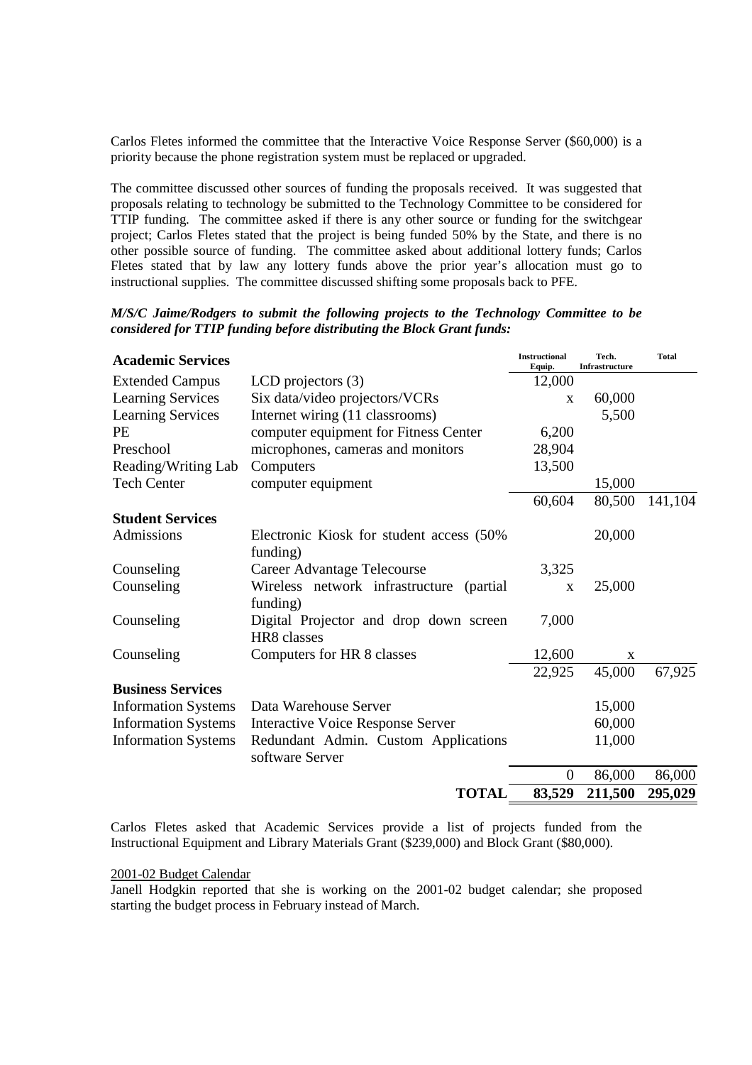Carlos Fletes informed the committee that the Interactive Voice Response Server ($60,000) is a priority because the phone registration system must be replaced or upgraded.

The committee discussed other sources of funding the proposals received. It was suggested that proposals relating to technology be submitted to the Technology Committee to be considered for TTIP funding. The committee asked if there is any other source or funding for the switchgear project; Carlos Fletes stated that the project is being funded 50% by the State, and there is no other possible source of funding. The committee asked about additional lottery funds; Carlos Fletes stated that by law any lottery funds above the prior year's allocation must go to instructional supplies. The committee discussed shifting some proposals back to PFE.

***M/S/C Jaime/Rodgers to submit the following projects to the Technology Committee to be considered for TTIP funding before distributing the Block Grant funds:***

| **Academic Services** | | **Instructional Equip.** | **Tech. Infrastructure** | **Total** |
|---|---|---|---|---|
| Extended Campus | LCD projectors (3) | 12,000 | | |
| Learning Services | Six data/video projectors/VCRs | x | 60,000 | |
| Learning Services | Internet wiring (11 classrooms) | | 5,500 | |
| PE | computer equipment for Fitness Center | 6,200 | | |
| Preschool | microphones, cameras and monitors | 28,904 | | |
| Reading/Writing Lab | Computers | 13,500 | | |
| Tech Center | computer equipment | | 15,000 | |
| | | 60,604 | 80,500 | 141,104 |
| **Student Services** | | | | |
| Admissions | Electronic Kiosk for student access (50% funding) | | 20,000 | |
| Counseling | Career Advantage Telecourse | 3,325 | | |
| Counseling | Wireless network infrastructure (partial funding) | x | 25,000 | |
| Counseling | Digital Projector and drop down screen HR8 classes | 7,000 | | |
| Counseling | Computers for HR 8 classes | 12,600 | x | |
| | | 22,925 | 45,000 | 67,925 |
| **Business Services** | | | | |
| Information Systems | Data Warehouse Server | | 15,000 | |
| Information Systems | Interactive Voice Response Server | | 60,000 | |
| Information Systems | Redundant Admin. Custom Applications software Server | | 11,000 | |
| | | 0 | 86,000 | 86,000 |
| | **TOTAL** | **83,529** | **211,500** | **295,029** |

Carlos Fletes asked that Academic Services provide a list of projects funded from the Instructional Equipment and Library Materials Grant ($239,000) and Block Grant ($80,000).

2001-02 Budget Calendar

Janell Hodgkin reported that she is working on the 2001-02 budget calendar; she proposed starting the budget process in February instead of March.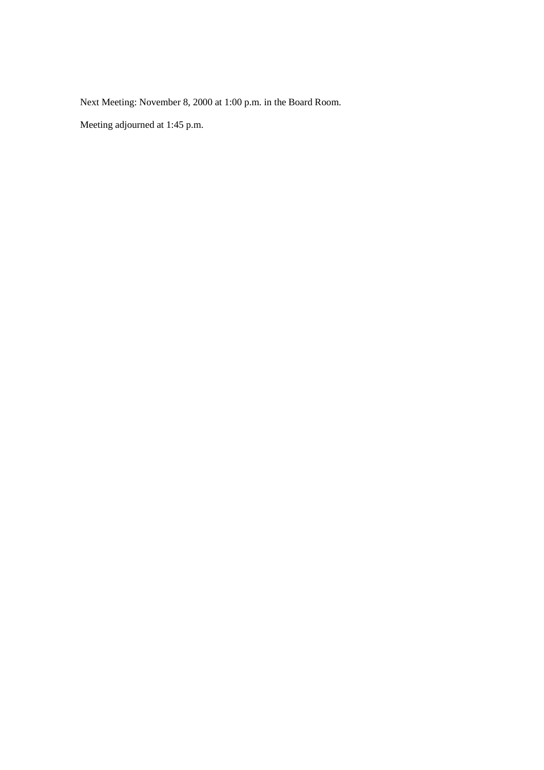Next Meeting: November 8, 2000 at 1:00 p.m. in the Board Room.

Meeting adjourned at 1:45 p.m.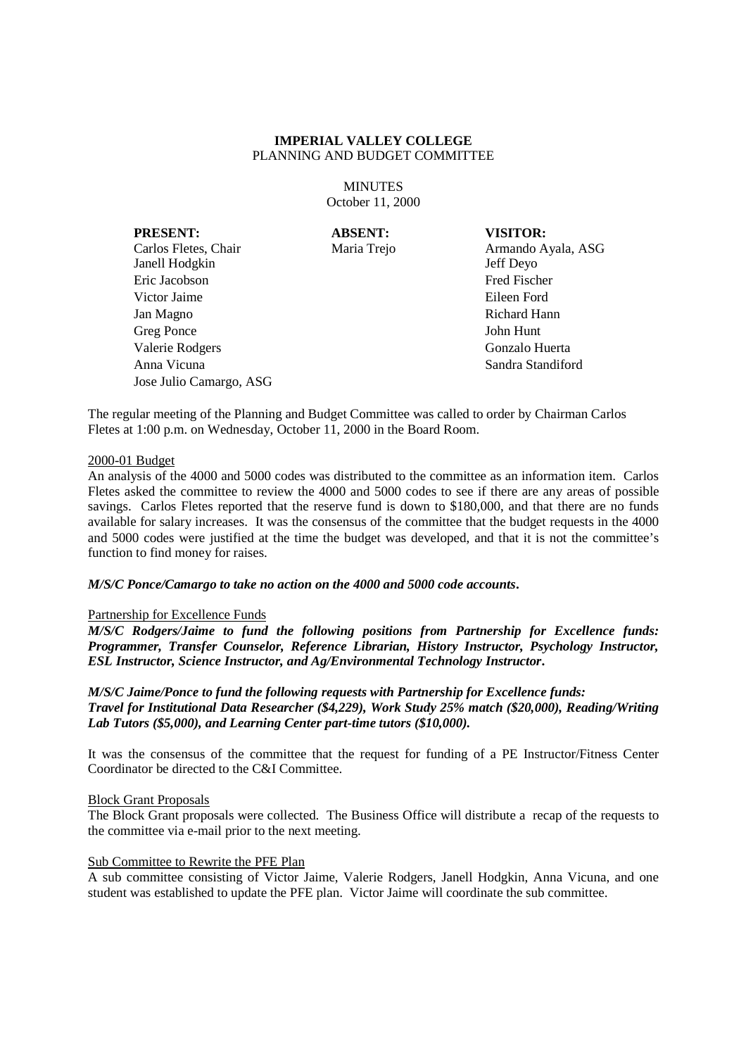**IMPERIAL VALLEY COLLEGE**
PLANNING AND BUDGET COMMITTEE

MINUTES
October 11, 2000

| **PRESENT:** | **ABSENT:** | **VISITOR:** |
|---|---|---|
| Carlos Fletes, Chair | Maria Trejo | Armando Ayala, ASG |
| Janell Hodgkin | | Jeff Deyo |
| Eric Jacobson | | Fred Fischer |
| Victor Jaime | | Eileen Ford |
| Jan Magno | | Richard Hann |
| Greg Ponce | | John Hunt |
| Valerie Rodgers | | Gonzalo Huerta |
| Anna Vicuna | | Sandra Standiford |
| Jose Julio Camargo, ASG | | |

The regular meeting of the Planning and Budget Committee was called to order by Chairman Carlos Fletes at 1:00 p.m. on Wednesday, October 11, 2000 in the Board Room.

2000-01 Budget

An analysis of the 4000 and 5000 codes was distributed to the committee as an information item. Carlos Fletes asked the committee to review the 4000 and 5000 codes to see if there are any areas of possible savings. Carlos Fletes reported that the reserve fund is down to $180,000, and that there are no funds available for salary increases. It was the consensus of the committee that the budget requests in the 4000 and 5000 codes were justified at the time the budget was developed, and that it is not the committee's function to find money for raises.

***M/S/C Ponce/Camargo to take no action on the 4000 and 5000 code accounts.***

Partnership for Excellence Funds

***M/S/C Rodgers/Jaime to fund the following positions from Partnership for Excellence funds: Programmer, Transfer Counselor, Reference Librarian, History Instructor, Psychology Instructor, ESL Instructor, Science Instructor, and Ag/Environmental Technology Instructor.***

***M/S/C Jaime/Ponce to fund the following requests with Partnership for Excellence funds: Travel for Institutional Data Researcher ($4,229), Work Study 25% match ($20,000), Reading/Writing Lab Tutors ($5,000), and Learning Center part-time tutors ($10,000).***

It was the consensus of the committee that the request for funding of a PE Instructor/Fitness Center Coordinator be directed to the C&I Committee.

Block Grant Proposals

The Block Grant proposals were collected. The Business Office will distribute a recap of the requests to the committee via e-mail prior to the next meeting.

Sub Committee to Rewrite the PFE Plan

A sub committee consisting of Victor Jaime, Valerie Rodgers, Janell Hodgkin, Anna Vicuna, and one student was established to update the PFE plan. Victor Jaime will coordinate the sub committee.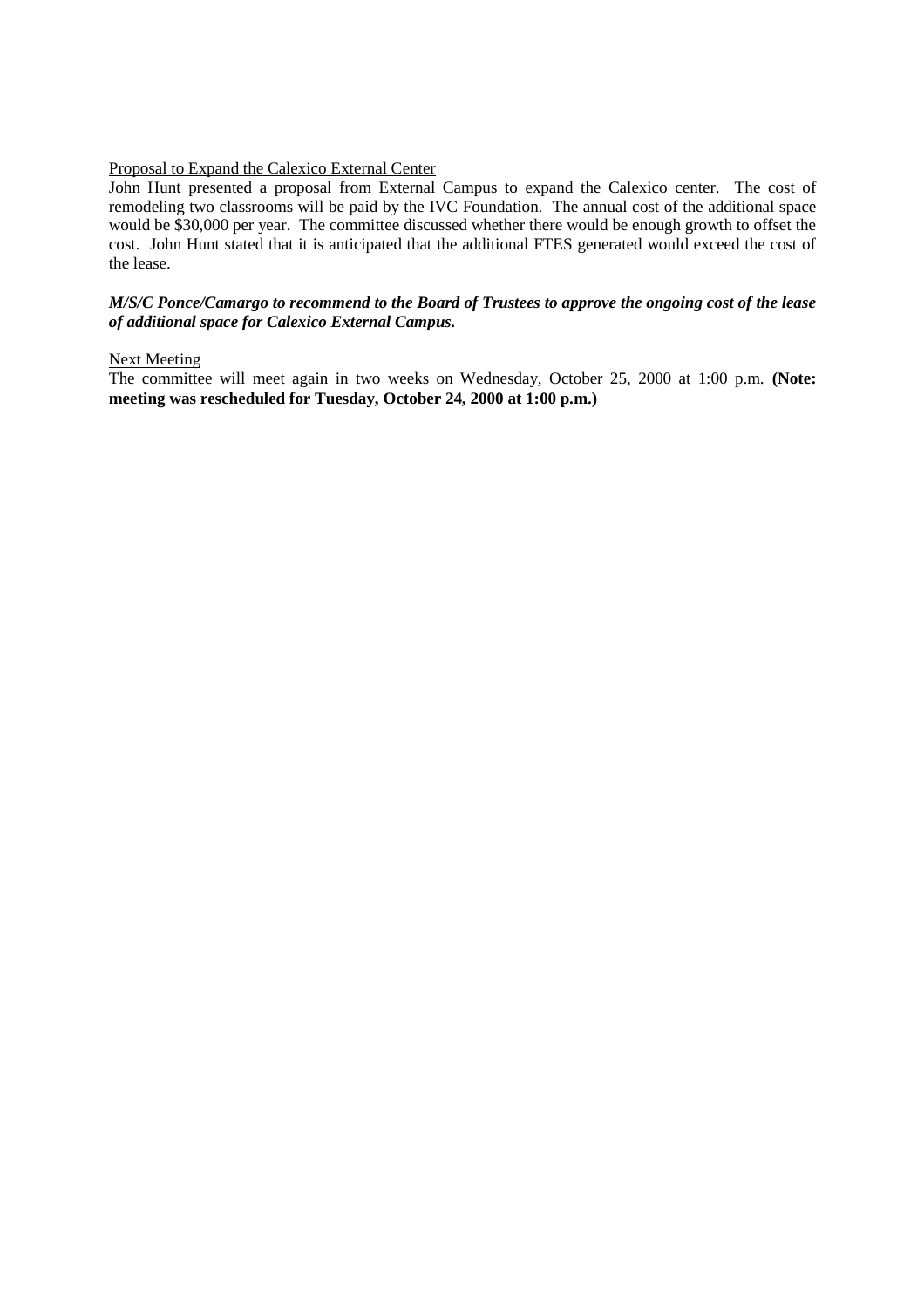<u>Proposal to Expand the Calexico External Center</u>

John Hunt presented a proposal from External Campus to expand the Calexico center. The cost of remodeling two classrooms will be paid by the IVC Foundation. The annual cost of the additional space would be $30,000 per year. The committee discussed whether there would be enough growth to offset the cost. John Hunt stated that it is anticipated that the additional FTES generated would exceed the cost of the lease.

***M/S/C Ponce/Camargo to recommend to the Board of Trustees to approve the ongoing cost of the lease of additional space for Calexico External Campus.***

<u>Next Meeting</u>

The committee will meet again in two weeks on Wednesday, October 25, 2000 at 1:00 p.m. **(Note: meeting was rescheduled for Tuesday, October 24, 2000 at 1:00 p.m.)**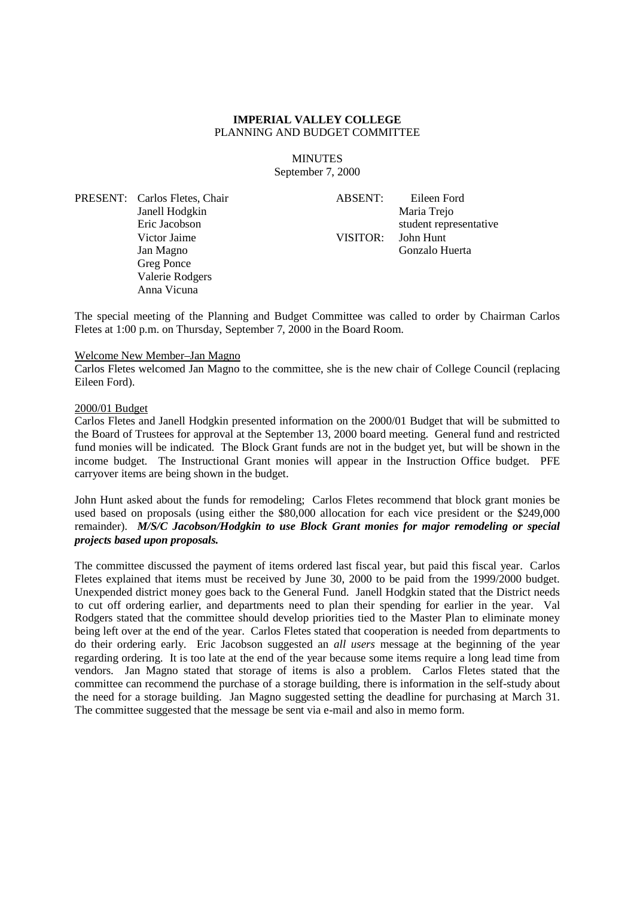**IMPERIAL VALLEY COLLEGE**
PLANNING AND BUDGET COMMITTEE

MINUTES
September 7, 2000

| PRESENT: | Carlos Fletes, Chair | ABSENT: | Eileen Ford |
|---|---|---|---|
| | Janell Hodgkin | | Maria Trejo |
| | Eric Jacobson | | student representative |
| | Victor Jaime | VISITOR: | John Hunt |
| | Jan Magno | | Gonzalo Huerta |
| | Greg Ponce | | |
| | Valerie Rodgers | | |
| | Anna Vicuna | | |

The special meeting of the Planning and Budget Committee was called to order by Chairman Carlos Fletes at 1:00 p.m. on Thursday, September 7, 2000 in the Board Room.

Welcome New Member–Jan Magno

Carlos Fletes welcomed Jan Magno to the committee, she is the new chair of College Council (replacing Eileen Ford).

2000/01 Budget

Carlos Fletes and Janell Hodgkin presented information on the 2000/01 Budget that will be submitted to the Board of Trustees for approval at the September 13, 2000 board meeting. General fund and restricted fund monies will be indicated. The Block Grant funds are not in the budget yet, but will be shown in the income budget. The Instructional Grant monies will appear in the Instruction Office budget. PFE carryover items are being shown in the budget.

John Hunt asked about the funds for remodeling; Carlos Fletes recommend that block grant monies be used based on proposals (using either the $80,000 allocation for each vice president or the $249,000 remainder). ***M/S/C Jacobson/Hodgkin to use Block Grant monies for major remodeling or special projects based upon proposals.***

The committee discussed the payment of items ordered last fiscal year, but paid this fiscal year. Carlos Fletes explained that items must be received by June 30, 2000 to be paid from the 1999/2000 budget. Unexpended district money goes back to the General Fund. Janell Hodgkin stated that the District needs to cut off ordering earlier, and departments need to plan their spending for earlier in the year. Val Rodgers stated that the committee should develop priorities tied to the Master Plan to eliminate money being left over at the end of the year. Carlos Fletes stated that cooperation is needed from departments to do their ordering early. Eric Jacobson suggested an *all users* message at the beginning of the year regarding ordering. It is too late at the end of the year because some items require a long lead time from vendors. Jan Magno stated that storage of items is also a problem. Carlos Fletes stated that the committee can recommend the purchase of a storage building, there is information in the self-study about the need for a storage building. Jan Magno suggested setting the deadline for purchasing at March 31. The committee suggested that the message be sent via e-mail and also in memo form.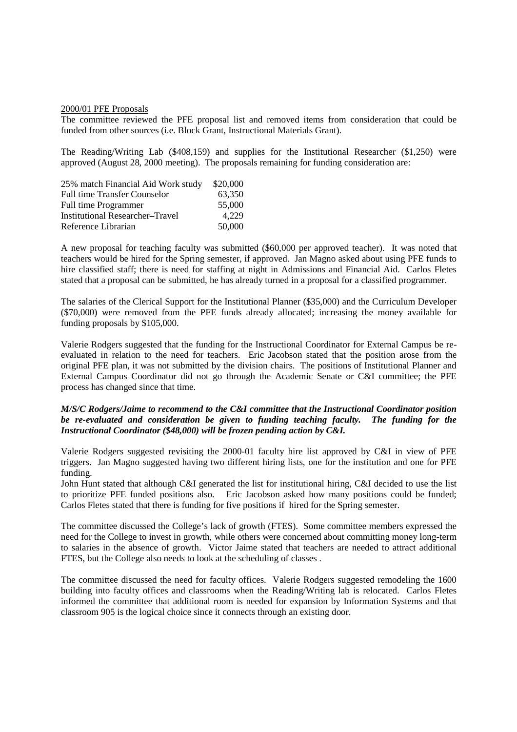2000/01 PFE Proposals

The committee reviewed the PFE proposal list and removed items from consideration that could be funded from other sources (i.e. Block Grant, Instructional Materials Grant).

The Reading/Writing Lab ($408,159) and supplies for the Institutional Researcher ($1,250) were approved (August 28, 2000 meeting). The proposals remaining for funding consideration are:

| | |
|---|---|
| 25% match Financial Aid Work study | $20,000 |
| Full time Transfer Counselor | 63,350 |
| Full time Programmer | 55,000 |
| Institutional Researcher–Travel | 4,229 |
| Reference Librarian | 50,000 |

A new proposal for teaching faculty was submitted ($60,000 per approved teacher). It was noted that teachers would be hired for the Spring semester, if approved. Jan Magno asked about using PFE funds to hire classified staff; there is need for staffing at night in Admissions and Financial Aid. Carlos Fletes stated that a proposal can be submitted, he has already turned in a proposal for a classified programmer.

The salaries of the Clerical Support for the Institutional Planner ($35,000) and the Curriculum Developer ($70,000) were removed from the PFE funds already allocated; increasing the money available for funding proposals by $105,000.

Valerie Rodgers suggested that the funding for the Instructional Coordinator for External Campus be re-evaluated in relation to the need for teachers. Eric Jacobson stated that the position arose from the original PFE plan, it was not submitted by the division chairs. The positions of Institutional Planner and External Campus Coordinator did not go through the Academic Senate or C&I committee; the PFE process has changed since that time.

***M/S/C Rodgers/Jaime to recommend to the C&I committee that the Instructional Coordinator position be re-evaluated and consideration be given to funding teaching faculty. The funding for the Instructional Coordinator ($48,000) will be frozen pending action by C&I.***

Valerie Rodgers suggested revisiting the 2000-01 faculty hire list approved by C&I in view of PFE triggers. Jan Magno suggested having two different hiring lists, one for the institution and one for PFE funding.

John Hunt stated that although C&I generated the list for institutional hiring, C&I decided to use the list to prioritize PFE funded positions also. Eric Jacobson asked how many positions could be funded; Carlos Fletes stated that there is funding for five positions if hired for the Spring semester.

The committee discussed the College's lack of growth (FTES). Some committee members expressed the need for the College to invest in growth, while others were concerned about committing money long-term to salaries in the absence of growth. Victor Jaime stated that teachers are needed to attract additional FTES, but the College also needs to look at the scheduling of classes .

The committee discussed the need for faculty offices. Valerie Rodgers suggested remodeling the 1600 building into faculty offices and classrooms when the Reading/Writing lab is relocated. Carlos Fletes informed the committee that additional room is needed for expansion by Information Systems and that classroom 905 is the logical choice since it connects through an existing door.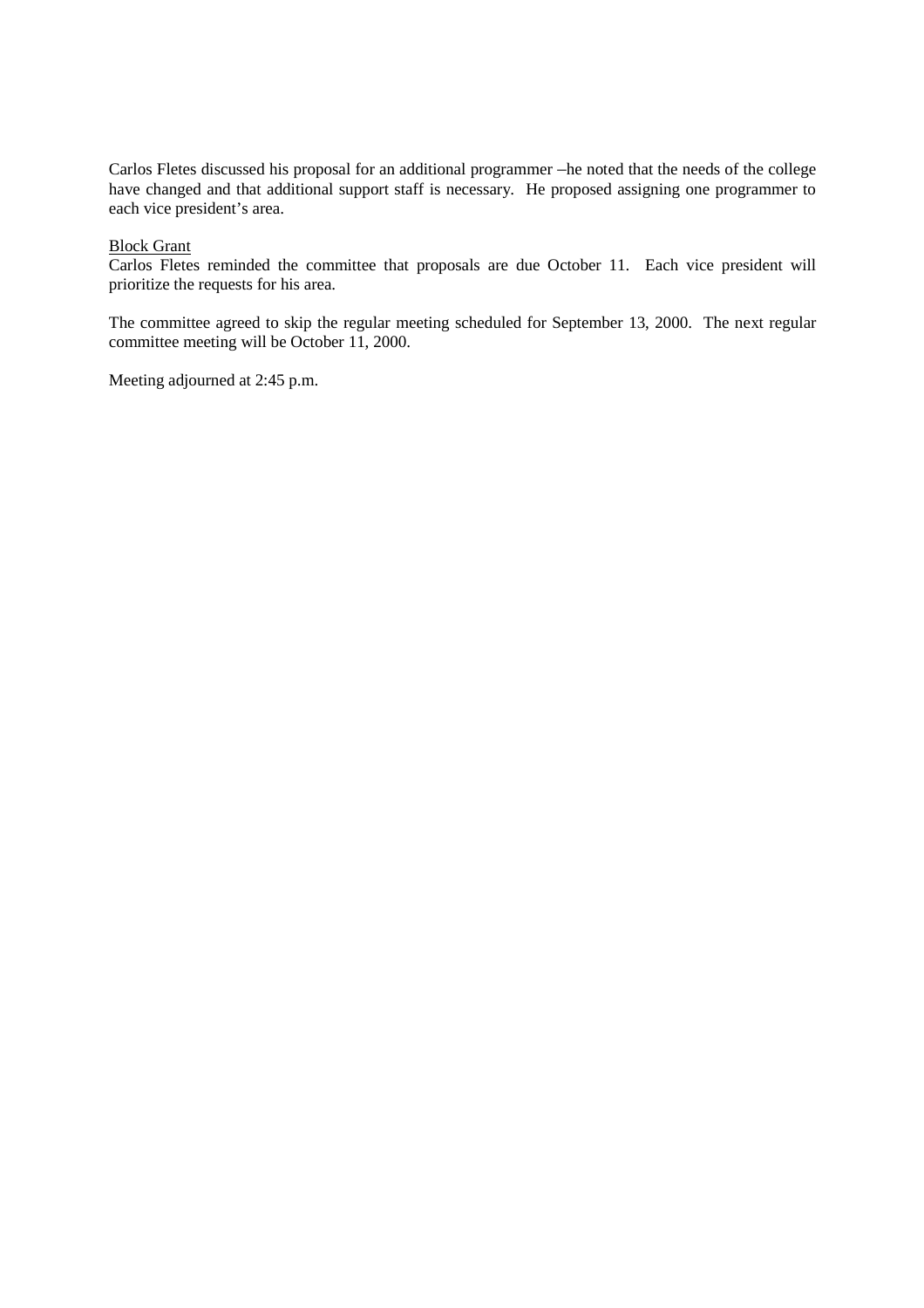Carlos Fletes discussed his proposal for an additional programmer –he noted that the needs of the college have changed and that additional support staff is necessary. He proposed assigning one programmer to each vice president's area.

Block Grant

Carlos Fletes reminded the committee that proposals are due October 11. Each vice president will prioritize the requests for his area.

The committee agreed to skip the regular meeting scheduled for September 13, 2000. The next regular committee meeting will be October 11, 2000.

Meeting adjourned at 2:45 p.m.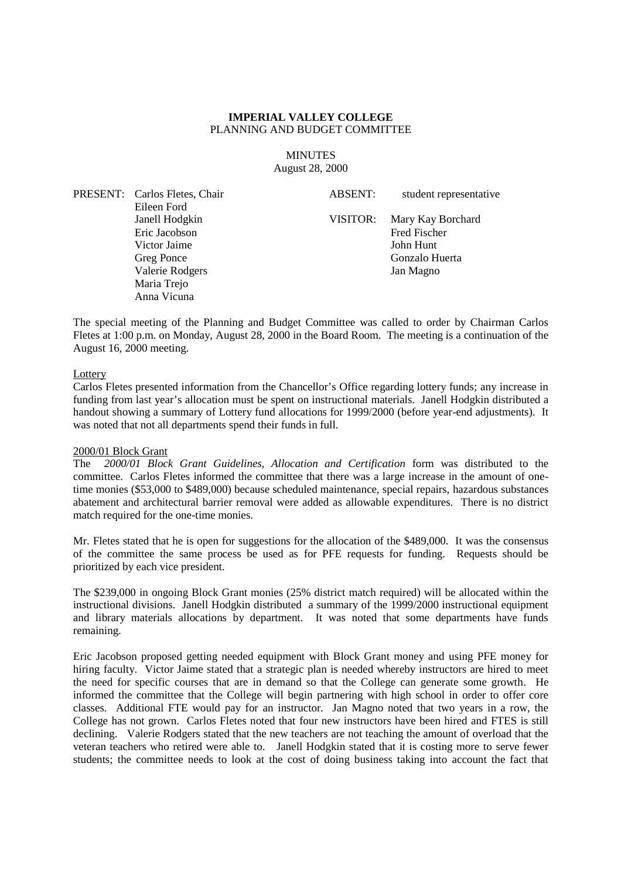**IMPERIAL VALLEY COLLEGE**
PLANNING AND BUDGET COMMITTEE

MINUTES
August 28, 2000

| PRESENT: | Carlos Fletes, Chair | ABSENT: | student representative |
|---|---|---|---|
| | Eileen Ford | | |
| | Janell Hodgkin | VISITOR: | Mary Kay Borchard |
| | Eric Jacobson | | Fred Fischer |
| | Victor Jaime | | John Hunt |
| | Greg Ponce | | Gonzalo Huerta |
| | Valerie Rodgers | | Jan Magno |
| | Maria Trejo | | |
| | Anna Vicuna | | |

The special meeting of the Planning and Budget Committee was called to order by Chairman Carlos Fletes at 1:00 p.m. on Monday, August 28, 2000 in the Board Room. The meeting is a continuation of the August 16, 2000 meeting.

Lottery

Carlos Fletes presented information from the Chancellor's Office regarding lottery funds; any increase in funding from last year's allocation must be spent on instructional materials. Janell Hodgkin distributed a handout showing a summary of Lottery fund allocations for 1999/2000 (before year-end adjustments). It was noted that not all departments spend their funds in full.

2000/01 Block Grant

The *2000/01 Block Grant Guidelines, Allocation and Certification* form was distributed to the committee. Carlos Fletes informed the committee that there was a large increase in the amount of one-time monies ($53,000 to $489,000) because scheduled maintenance, special repairs, hazardous substances abatement and architectural barrier removal were added as allowable expenditures. There is no district match required for the one-time monies.

Mr. Fletes stated that he is open for suggestions for the allocation of the $489,000. It was the consensus of the committee the same process be used as for PFE requests for funding. Requests should be prioritized by each vice president.

The $239,000 in ongoing Block Grant monies (25% district match required) will be allocated within the instructional divisions. Janell Hodgkin distributed a summary of the 1999/2000 instructional equipment and library materials allocations by department. It was noted that some departments have funds remaining.

Eric Jacobson proposed getting needed equipment with Block Grant money and using PFE money for hiring faculty. Victor Jaime stated that a strategic plan is needed whereby instructors are hired to meet the need for specific courses that are in demand so that the College can generate some growth. He informed the committee that the College will begin partnering with high school in order to offer core classes. Additional FTE would pay for an instructor. Jan Magno noted that two years in a row, the College has not grown. Carlos Fletes noted that four new instructors have been hired and FTES is still declining. Valerie Rodgers stated that the new teachers are not teaching the amount of overload that the veteran teachers who retired were able to. Janell Hodgkin stated that it is costing more to serve fewer students; the committee needs to look at the cost of doing business taking into account the fact that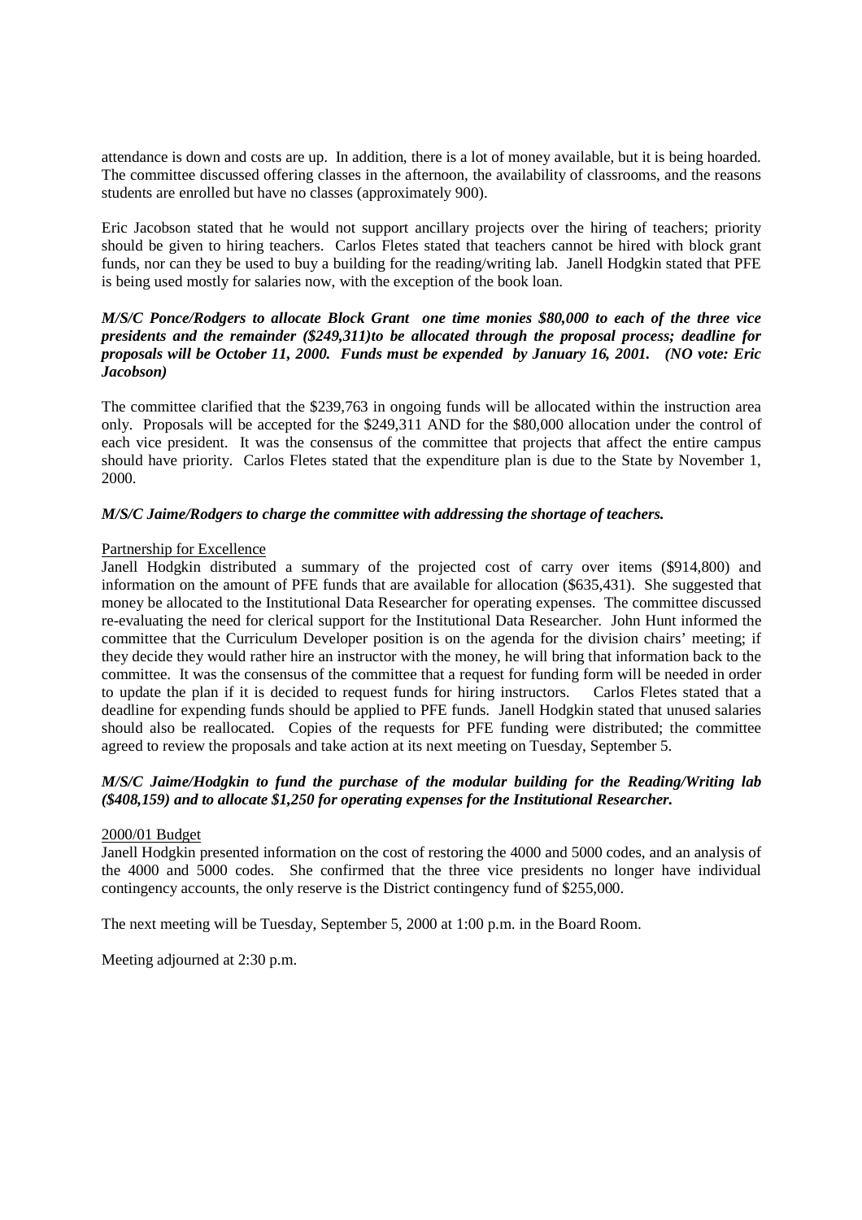attendance is down and costs are up. In addition, there is a lot of money available, but it is being hoarded. The committee discussed offering classes in the afternoon, the availability of classrooms, and the reasons students are enrolled but have no classes (approximately 900).

Eric Jacobson stated that he would not support ancillary projects over the hiring of teachers; priority should be given to hiring teachers. Carlos Fletes stated that teachers cannot be hired with block grant funds, nor can they be used to buy a building for the reading/writing lab. Janell Hodgkin stated that PFE is being used mostly for salaries now, with the exception of the book loan.

***M/S/C Ponce/Rodgers to allocate Block Grant one time monies $80,000 to each of the three vice presidents and the remainder ($249,311)to be allocated through the proposal process; deadline for proposals will be October 11, 2000. Funds must be expended by January 16, 2001. (NO vote: Eric Jacobson)***

The committee clarified that the $239,763 in ongoing funds will be allocated within the instruction area only. Proposals will be accepted for the $249,311 AND for the $80,000 allocation under the control of each vice president. It was the consensus of the committee that projects that affect the entire campus should have priority. Carlos Fletes stated that the expenditure plan is due to the State by November 1, 2000.

***M/S/C Jaime/Rodgers to charge the committee with addressing the shortage of teachers.***

Partnership for Excellence

Janell Hodgkin distributed a summary of the projected cost of carry over items ($914,800) and information on the amount of PFE funds that are available for allocation ($635,431). She suggested that money be allocated to the Institutional Data Researcher for operating expenses. The committee discussed re-evaluating the need for clerical support for the Institutional Data Researcher. John Hunt informed the committee that the Curriculum Developer position is on the agenda for the division chairs' meeting; if they decide they would rather hire an instructor with the money, he will bring that information back to the committee. It was the consensus of the committee that a request for funding form will be needed in order to update the plan if it is decided to request funds for hiring instructors. Carlos Fletes stated that a deadline for expending funds should be applied to PFE funds. Janell Hodgkin stated that unused salaries should also be reallocated. Copies of the requests for PFE funding were distributed; the committee agreed to review the proposals and take action at its next meeting on Tuesday, September 5.

***M/S/C Jaime/Hodgkin to fund the purchase of the modular building for the Reading/Writing lab ($408,159) and to allocate $1,250 for operating expenses for the Institutional Researcher.***

2000/01 Budget

Janell Hodgkin presented information on the cost of restoring the 4000 and 5000 codes, and an analysis of the 4000 and 5000 codes. She confirmed that the three vice presidents no longer have individual contingency accounts, the only reserve is the District contingency fund of $255,000.

The next meeting will be Tuesday, September 5, 2000 at 1:00 p.m. in the Board Room.

Meeting adjourned at 2:30 p.m.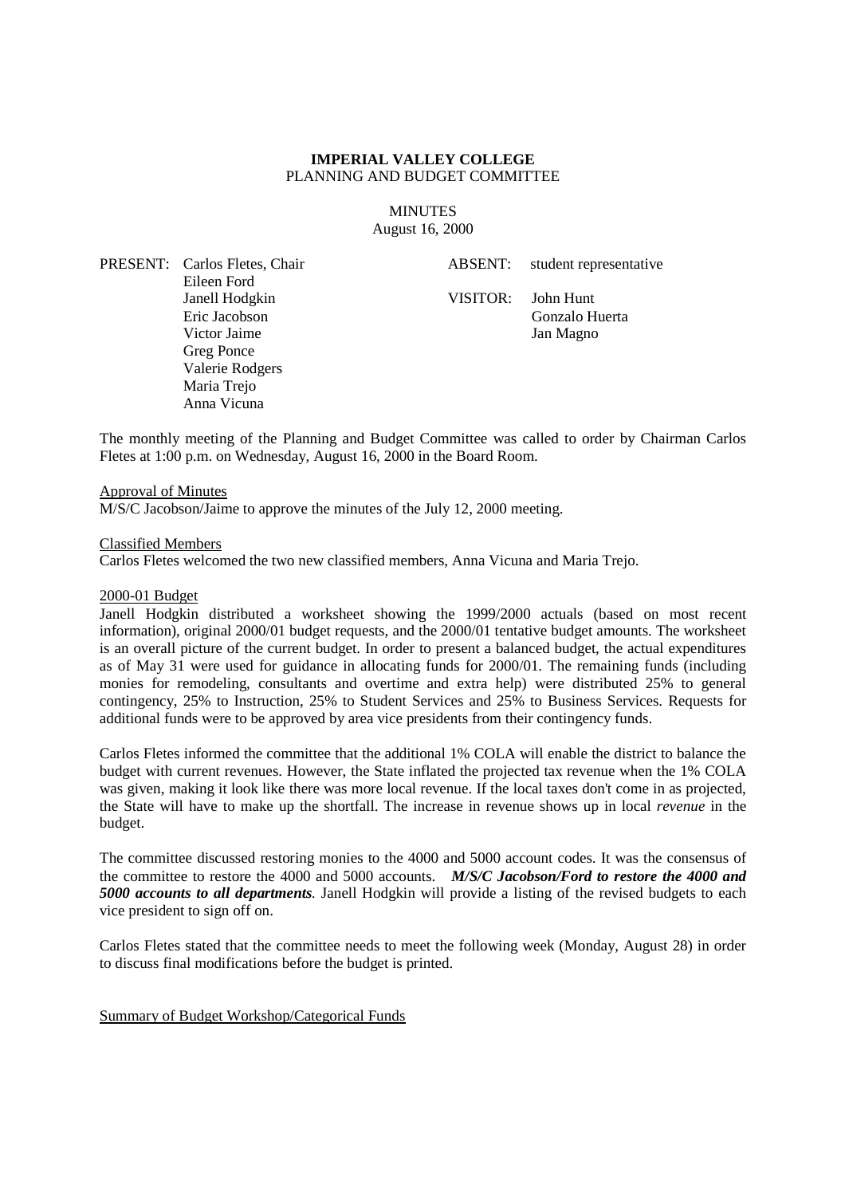**IMPERIAL VALLEY COLLEGE**
PLANNING AND BUDGET COMMITTEE

MINUTES
August 16, 2000

PRESENT: Carlos Fletes, Chair
Eileen Ford
Janell Hodgkin
Eric Jacobson
Victor Jaime
Greg Ponce
Valerie Rodgers
Maria Trejo
Anna Vicuna

ABSENT: student representative

VISITOR: John Hunt
Gonzalo Huerta
Jan Magno

The monthly meeting of the Planning and Budget Committee was called to order by Chairman Carlos Fletes at 1:00 p.m. on Wednesday, August 16, 2000 in the Board Room.

Approval of Minutes

M/S/C Jacobson/Jaime to approve the minutes of the July 12, 2000 meeting.

Classified Members

Carlos Fletes welcomed the two new classified members, Anna Vicuna and Maria Trejo.

2000-01 Budget

Janell Hodgkin distributed a worksheet showing the 1999/2000 actuals (based on most recent information), original 2000/01 budget requests, and the 2000/01 tentative budget amounts. The worksheet is an overall picture of the current budget. In order to present a balanced budget, the actual expenditures as of May 31 were used for guidance in allocating funds for 2000/01. The remaining funds (including monies for remodeling, consultants and overtime and extra help) were distributed 25% to general contingency, 25% to Instruction, 25% to Student Services and 25% to Business Services. Requests for additional funds were to be approved by area vice presidents from their contingency funds.

Carlos Fletes informed the committee that the additional 1% COLA will enable the district to balance the budget with current revenues. However, the State inflated the projected tax revenue when the 1% COLA was given, making it look like there was more local revenue. If the local taxes don't come in as projected, the State will have to make up the shortfall. The increase in revenue shows up in local *revenue* in the budget.

The committee discussed restoring monies to the 4000 and 5000 account codes. It was the consensus of the committee to restore the 4000 and 5000 accounts. ***M/S/C Jacobson/Ford to restore the 4000 and 5000 accounts to all departments.*** Janell Hodgkin will provide a listing of the revised budgets to each vice president to sign off on.

Carlos Fletes stated that the committee needs to meet the following week (Monday, August 28) in order to discuss final modifications before the budget is printed.

Summary of Budget Workshop/Categorical Funds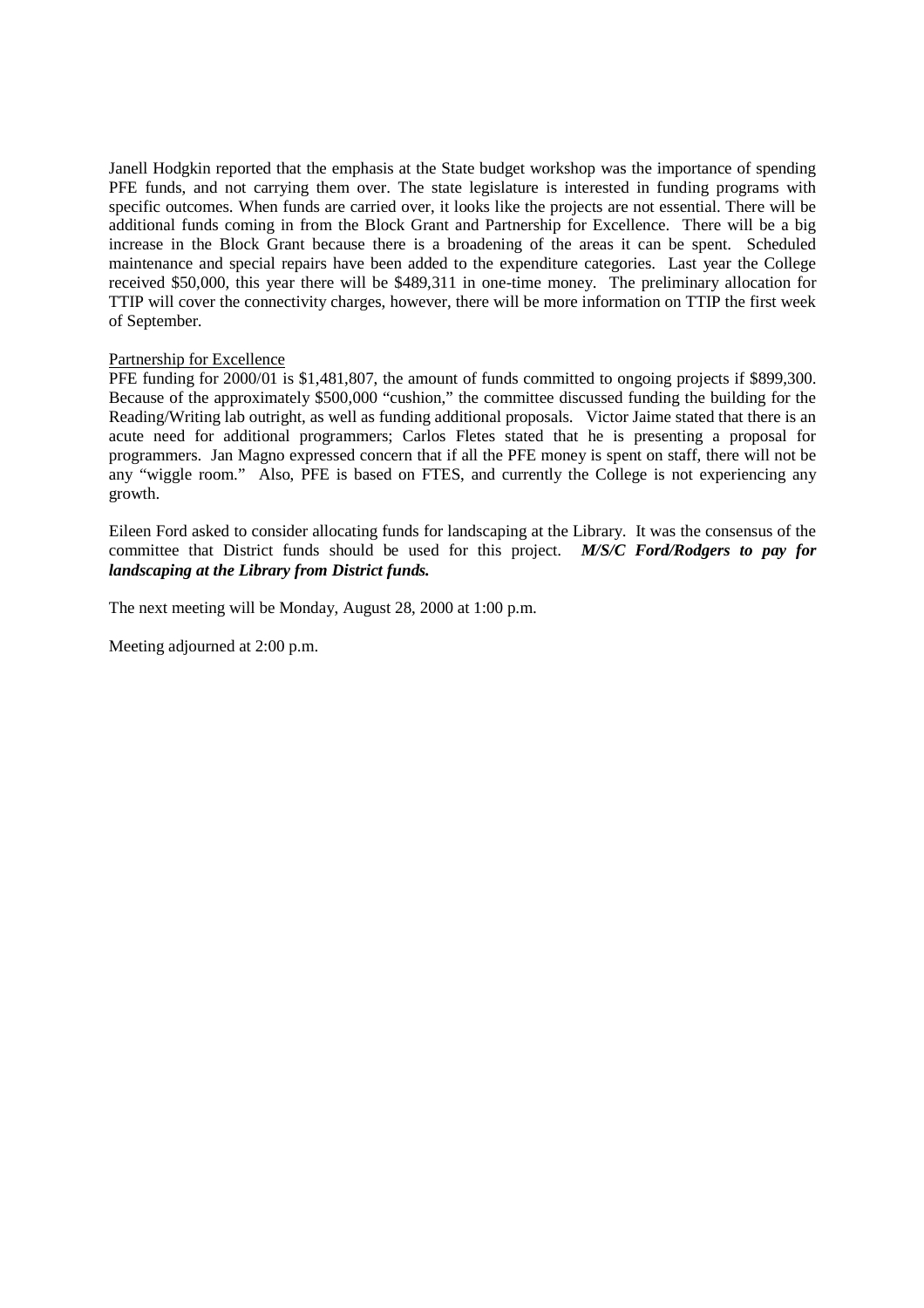Janell Hodgkin reported that the emphasis at the State budget workshop was the importance of spending PFE funds, and not carrying them over. The state legislature is interested in funding programs with specific outcomes. When funds are carried over, it looks like the projects are not essential. There will be additional funds coming in from the Block Grant and Partnership for Excellence. There will be a big increase in the Block Grant because there is a broadening of the areas it can be spent. Scheduled maintenance and special repairs have been added to the expenditure categories. Last year the College received $50,000, this year there will be $489,311 in one-time money. The preliminary allocation for TTIP will cover the connectivity charges, however, there will be more information on TTIP the first week of September.

<u>Partnership for Excellence</u>

PFE funding for 2000/01 is $1,481,807, the amount of funds committed to ongoing projects if $899,300. Because of the approximately $500,000 "cushion," the committee discussed funding the building for the Reading/Writing lab outright, as well as funding additional proposals. Victor Jaime stated that there is an acute need for additional programmers; Carlos Fletes stated that he is presenting a proposal for programmers. Jan Magno expressed concern that if all the PFE money is spent on staff, there will not be any "wiggle room." Also, PFE is based on FTES, and currently the College is not experiencing any growth.

Eileen Ford asked to consider allocating funds for landscaping at the Library. It was the consensus of the committee that District funds should be used for this project. ***M/S/C Ford/Rodgers to pay for landscaping at the Library from District funds.***

The next meeting will be Monday, August 28, 2000 at 1:00 p.m.

Meeting adjourned at 2:00 p.m.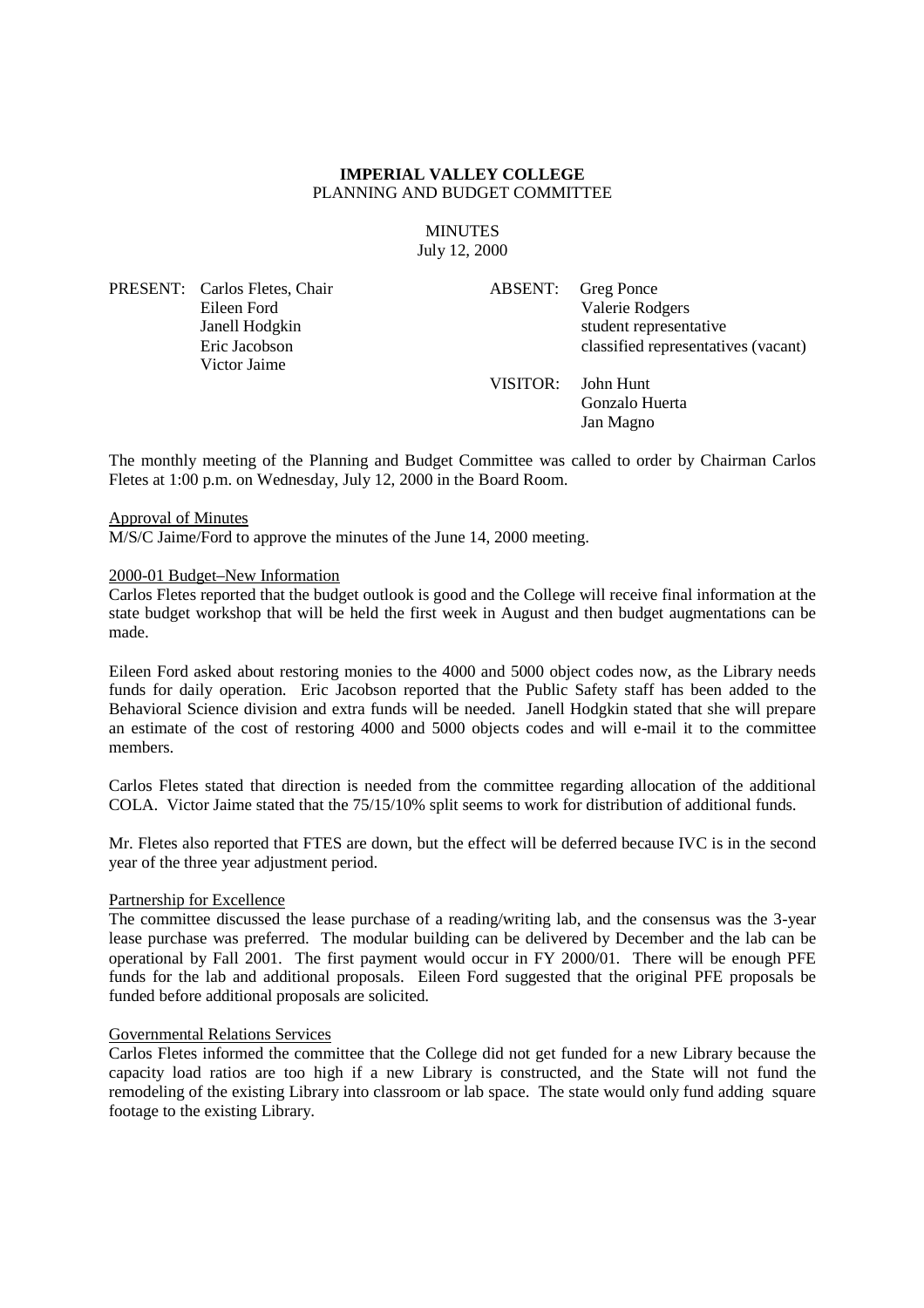**IMPERIAL VALLEY COLLEGE**
PLANNING AND BUDGET COMMITTEE

MINUTES
July 12, 2000

| PRESENT: | | ABSENT: | |
|---|---|---|---|
| | Carlos Fletes, Chair | | Greg Ponce |
| | Eileen Ford | | Valerie Rodgers |
| | Janell Hodgkin | | student representative |
| | Eric Jacobson | | classified representatives (vacant) |
| | Victor Jaime | | |
| | | VISITOR: | John Hunt |
| | | | Gonzalo Huerta |
| | | | Jan Magno |

The monthly meeting of the Planning and Budget Committee was called to order by Chairman Carlos Fletes at 1:00 p.m. on Wednesday, July 12, 2000 in the Board Room.

Approval of Minutes

M/S/C Jaime/Ford to approve the minutes of the June 14, 2000 meeting.

2000-01 Budget–New Information

Carlos Fletes reported that the budget outlook is good and the College will receive final information at the state budget workshop that will be held the first week in August and then budget augmentations can be made.

Eileen Ford asked about restoring monies to the 4000 and 5000 object codes now, as the Library needs funds for daily operation. Eric Jacobson reported that the Public Safety staff has been added to the Behavioral Science division and extra funds will be needed. Janell Hodgkin stated that she will prepare an estimate of the cost of restoring 4000 and 5000 objects codes and will e-mail it to the committee members.

Carlos Fletes stated that direction is needed from the committee regarding allocation of the additional COLA. Victor Jaime stated that the 75/15/10% split seems to work for distribution of additional funds.

Mr. Fletes also reported that FTES are down, but the effect will be deferred because IVC is in the second year of the three year adjustment period.

Partnership for Excellence

The committee discussed the lease purchase of a reading/writing lab, and the consensus was the 3-year lease purchase was preferred. The modular building can be delivered by December and the lab can be operational by Fall 2001. The first payment would occur in FY 2000/01. There will be enough PFE funds for the lab and additional proposals. Eileen Ford suggested that the original PFE proposals be funded before additional proposals are solicited.

Governmental Relations Services

Carlos Fletes informed the committee that the College did not get funded for a new Library because the capacity load ratios are too high if a new Library is constructed, and the State will not fund the remodeling of the existing Library into classroom or lab space. The state would only fund adding square footage to the existing Library.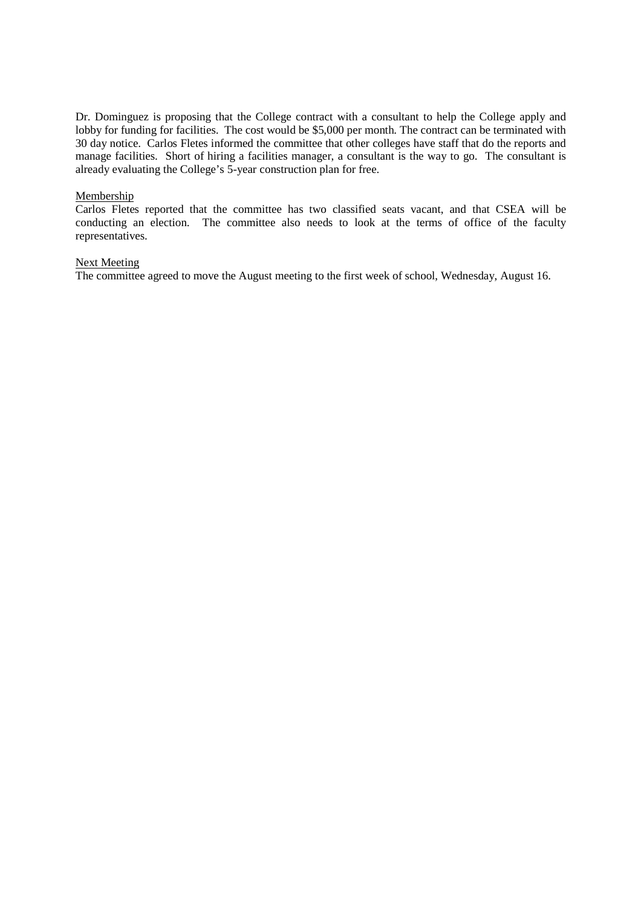Dr. Dominguez is proposing that the College contract with a consultant to help the College apply and lobby for funding for facilities. The cost would be $5,000 per month. The contract can be terminated with 30 day notice. Carlos Fletes informed the committee that other colleges have staff that do the reports and manage facilities. Short of hiring a facilities manager, a consultant is the way to go. The consultant is already evaluating the College's 5-year construction plan for free.

<u>Membership</u>
Carlos Fletes reported that the committee has two classified seats vacant, and that CSEA will be conducting an election. The committee also needs to look at the terms of office of the faculty representatives.

<u>Next Meeting</u>
The committee agreed to move the August meeting to the first week of school, Wednesday, August 16.